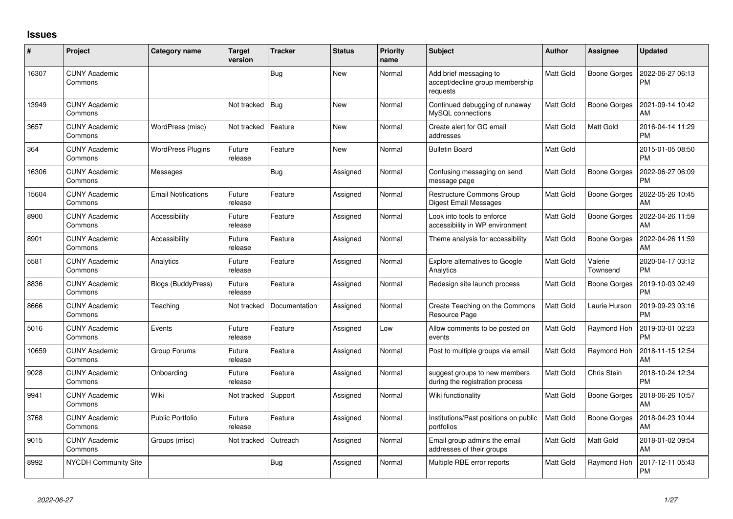# Issues

| # | Project | Category name | Target version | Tracker | Status | Priority name | Subject | Author | Assignee | Updated |
|---|---|---|---|---|---|---|---|---|---|---|
| 16307 | CUNY Academic Commons | | | Bug | New | Normal | Add brief messaging to accept/decline group membership requests | Matt Gold | Boone Gorges | 2022-06-27 06:13 PM |
| 13949 | CUNY Academic Commons | | Not tracked | Bug | New | Normal | Continued debugging of runaway MySQL connections | Matt Gold | Boone Gorges | 2021-09-14 10:42 AM |
| 3657 | CUNY Academic Commons | WordPress (misc) | Not tracked | Feature | New | Normal | Create alert for GC email addresses | Matt Gold | Matt Gold | 2016-04-14 11:29 PM |
| 364 | CUNY Academic Commons | WordPress Plugins | Future release | Feature | New | Normal | Bulletin Board | Matt Gold | | 2015-01-05 08:50 PM |
| 16306 | CUNY Academic Commons | Messages | | Bug | Assigned | Normal | Confusing messaging on send message page | Matt Gold | Boone Gorges | 2022-06-27 06:09 PM |
| 15604 | CUNY Academic Commons | Email Notifications | Future release | Feature | Assigned | Normal | Restructure Commons Group Digest Email Messages | Matt Gold | Boone Gorges | 2022-05-26 10:45 AM |
| 8900 | CUNY Academic Commons | Accessibility | Future release | Feature | Assigned | Normal | Look into tools to enforce accessibility in WP environment | Matt Gold | Boone Gorges | 2022-04-26 11:59 AM |
| 8901 | CUNY Academic Commons | Accessibility | Future release | Feature | Assigned | Normal | Theme analysis for accessibility | Matt Gold | Boone Gorges | 2022-04-26 11:59 AM |
| 5581 | CUNY Academic Commons | Analytics | Future release | Feature | Assigned | Normal | Explore alternatives to Google Analytics | Matt Gold | Valerie Townsend | 2020-04-17 03:12 PM |
| 8836 | CUNY Academic Commons | Blogs (BuddyPress) | Future release | Feature | Assigned | Normal | Redesign site launch process | Matt Gold | Boone Gorges | 2019-10-03 02:49 PM |
| 8666 | CUNY Academic Commons | Teaching | Not tracked | Documentation | Assigned | Normal | Create Teaching on the Commons Resource Page | Matt Gold | Laurie Hurson | 2019-09-23 03:16 PM |
| 5016 | CUNY Academic Commons | Events | Future release | Feature | Assigned | Low | Allow comments to be posted on events | Matt Gold | Raymond Hoh | 2019-03-01 02:23 PM |
| 10659 | CUNY Academic Commons | Group Forums | Future release | Feature | Assigned | Normal | Post to multiple groups via email | Matt Gold | Raymond Hoh | 2018-11-15 12:54 AM |
| 9028 | CUNY Academic Commons | Onboarding | Future release | Feature | Assigned | Normal | suggest groups to new members during the registration process | Matt Gold | Chris Stein | 2018-10-24 12:34 PM |
| 9941 | CUNY Academic Commons | Wiki | Not tracked | Support | Assigned | Normal | Wiki functionality | Matt Gold | Boone Gorges | 2018-06-26 10:57 AM |
| 3768 | CUNY Academic Commons | Public Portfolio | Future release | Feature | Assigned | Normal | Institutions/Past positions on public portfolios | Matt Gold | Boone Gorges | 2018-04-23 10:44 AM |
| 9015 | CUNY Academic Commons | Groups (misc) | Not tracked | Outreach | Assigned | Normal | Email group admins the email addresses of their groups | Matt Gold | Matt Gold | 2018-01-02 09:54 AM |
| 8992 | NYCDH Community Site | | | Bug | Assigned | Normal | Multiple RBE error reports | Matt Gold | Raymond Hoh | 2017-12-11 05:43 PM |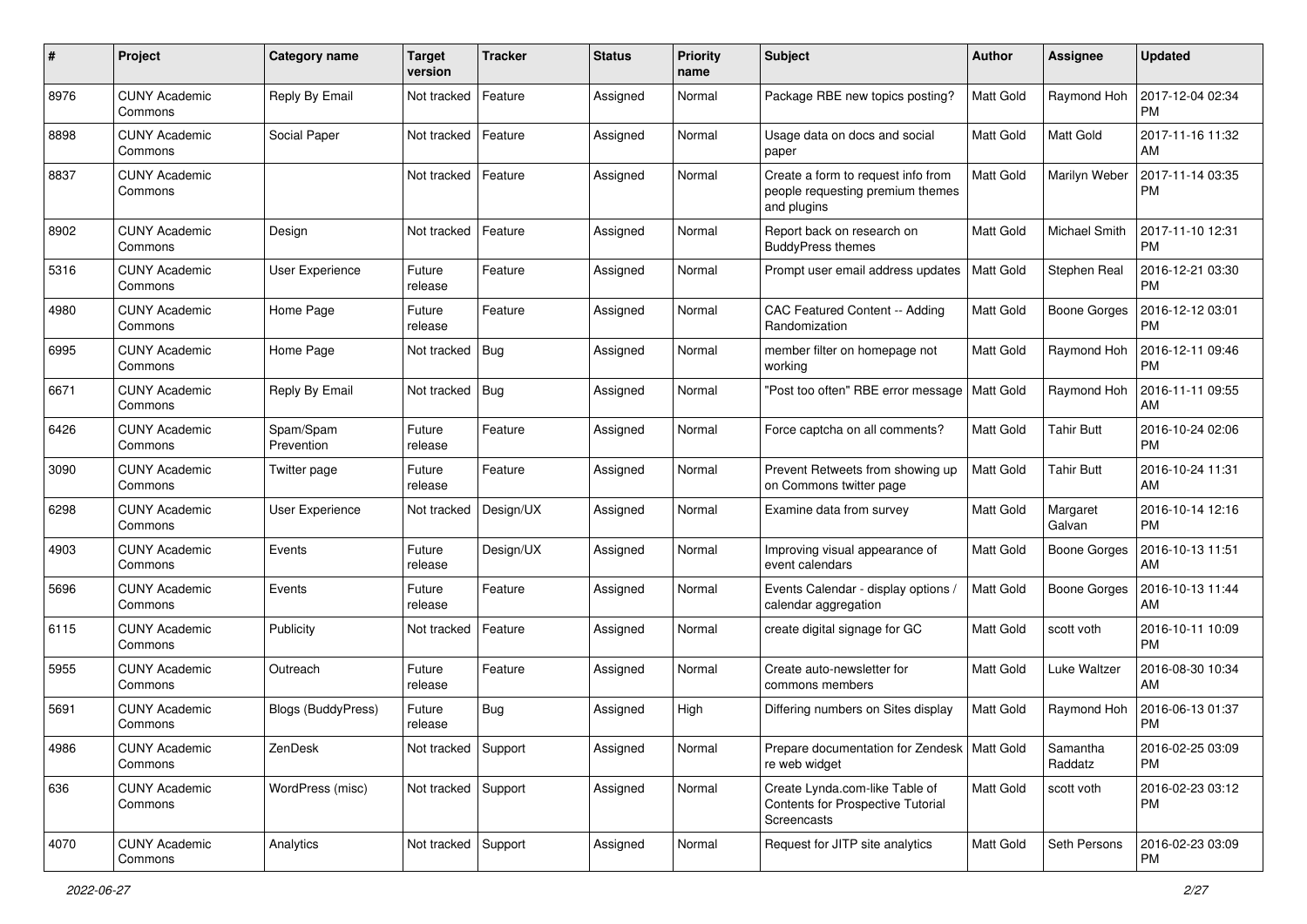| # | Project | Category name | Target version | Tracker | Status | Priority name | Subject | Author | Assignee | Updated |
|---|---|---|---|---|---|---|---|---|---|---|
| 8976 | CUNY Academic Commons | Reply By Email | Not tracked | Feature | Assigned | Normal | Package RBE new topics posting? | Matt Gold | Raymond Hoh | 2017-12-04 02:34 PM |
| 8898 | CUNY Academic Commons | Social Paper | Not tracked | Feature | Assigned | Normal | Usage data on docs and social paper | Matt Gold | Matt Gold | 2017-11-16 11:32 AM |
| 8837 | CUNY Academic Commons | | Not tracked | Feature | Assigned | Normal | Create a form to request info from people requesting premium themes and plugins | Matt Gold | Marilyn Weber | 2017-11-14 03:35 PM |
| 8902 | CUNY Academic Commons | Design | Not tracked | Feature | Assigned | Normal | Report back on research on BuddyPress themes | Matt Gold | Michael Smith | 2017-11-10 12:31 PM |
| 5316 | CUNY Academic Commons | User Experience | Future release | Feature | Assigned | Normal | Prompt user email address updates | Matt Gold | Stephen Real | 2016-12-21 03:30 PM |
| 4980 | CUNY Academic Commons | Home Page | Future release | Feature | Assigned | Normal | CAC Featured Content -- Adding Randomization | Matt Gold | Boone Gorges | 2016-12-12 03:01 PM |
| 6995 | CUNY Academic Commons | Home Page | Not tracked | Bug | Assigned | Normal | member filter on homepage not working | Matt Gold | Raymond Hoh | 2016-12-11 09:46 PM |
| 6671 | CUNY Academic Commons | Reply By Email | Not tracked | Bug | Assigned | Normal | "Post too often" RBE error message | Matt Gold | Raymond Hoh | 2016-11-11 09:55 AM |
| 6426 | CUNY Academic Commons | Spam/Spam Prevention | Future release | Feature | Assigned | Normal | Force captcha on all comments? | Matt Gold | Tahir Butt | 2016-10-24 02:06 PM |
| 3090 | CUNY Academic Commons | Twitter page | Future release | Feature | Assigned | Normal | Prevent Retweets from showing up on Commons twitter page | Matt Gold | Tahir Butt | 2016-10-24 11:31 AM |
| 6298 | CUNY Academic Commons | User Experience | Not tracked | Design/UX | Assigned | Normal | Examine data from survey | Matt Gold | Margaret Galvan | 2016-10-14 12:16 PM |
| 4903 | CUNY Academic Commons | Events | Future release | Design/UX | Assigned | Normal | Improving visual appearance of event calendars | Matt Gold | Boone Gorges | 2016-10-13 11:51 AM |
| 5696 | CUNY Academic Commons | Events | Future release | Feature | Assigned | Normal | Events Calendar - display options / calendar aggregation | Matt Gold | Boone Gorges | 2016-10-13 11:44 AM |
| 6115 | CUNY Academic Commons | Publicity | Not tracked | Feature | Assigned | Normal | create digital signage for GC | Matt Gold | scott voth | 2016-10-11 10:09 PM |
| 5955 | CUNY Academic Commons | Outreach | Future release | Feature | Assigned | Normal | Create auto-newsletter for commons members | Matt Gold | Luke Waltzer | 2016-08-30 10:34 AM |
| 5691 | CUNY Academic Commons | Blogs (BuddyPress) | Future release | Bug | Assigned | High | Differing numbers on Sites display | Matt Gold | Raymond Hoh | 2016-06-13 01:37 PM |
| 4986 | CUNY Academic Commons | ZenDesk | Not tracked | Support | Assigned | Normal | Prepare documentation for Zendesk re web widget | Matt Gold | Samantha Raddatz | 2016-02-25 03:09 PM |
| 636 | CUNY Academic Commons | WordPress (misc) | Not tracked | Support | Assigned | Normal | Create Lynda.com-like Table of Contents for Prospective Tutorial Screencasts | Matt Gold | scott voth | 2016-02-23 03:12 PM |
| 4070 | CUNY Academic Commons | Analytics | Not tracked | Support | Assigned | Normal | Request for JITP site analytics | Matt Gold | Seth Persons | 2016-02-23 03:09 PM |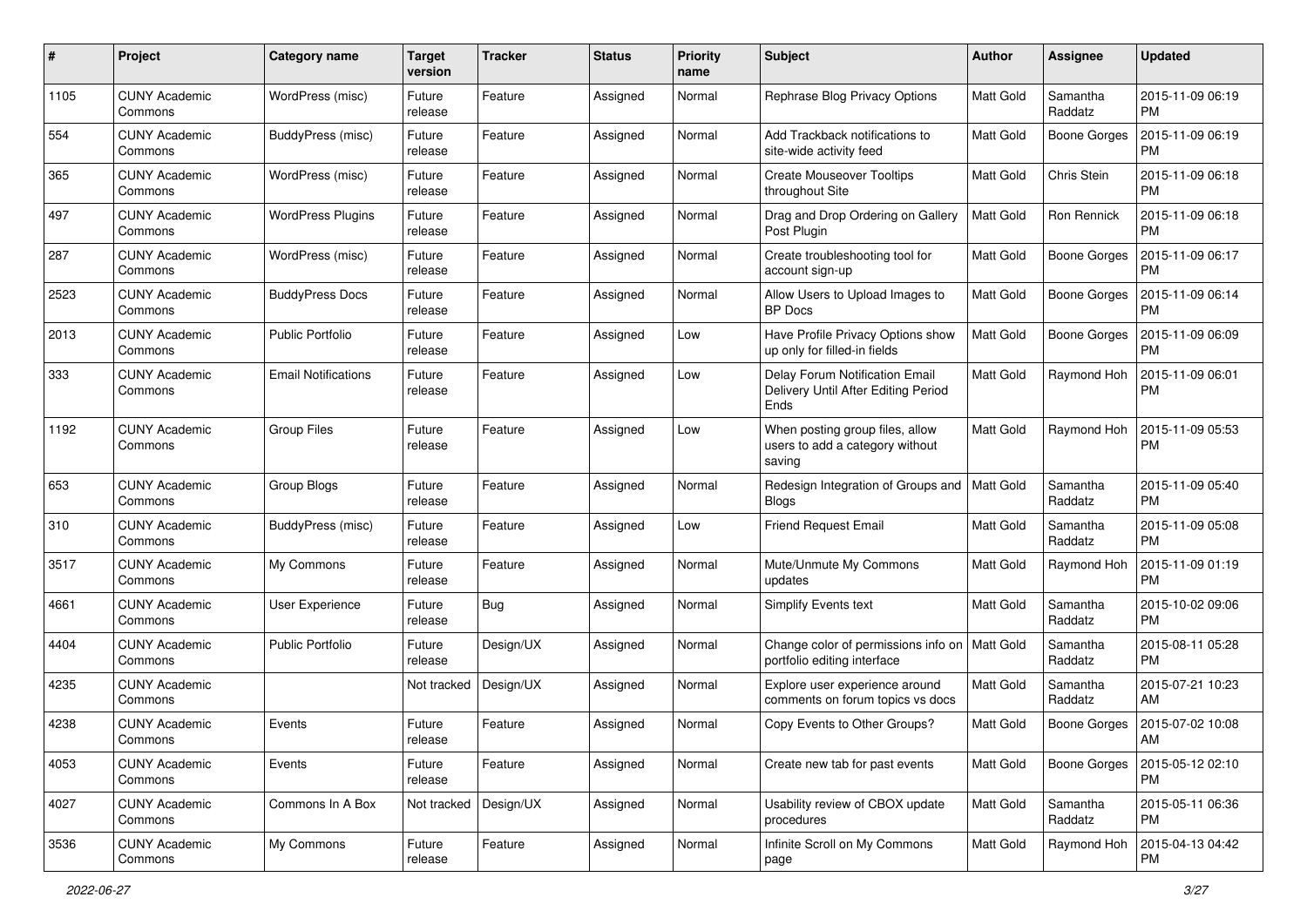| # | Project | Category name | Target version | Tracker | Status | Priority name | Subject | Author | Assignee | Updated |
|---|---|---|---|---|---|---|---|---|---|---|
| 1105 | CUNY Academic Commons | WordPress (misc) | Future release | Feature | Assigned | Normal | Rephrase Blog Privacy Options | Matt Gold | Samantha Raddatz | 2015-11-09 06:19 PM |
| 554 | CUNY Academic Commons | BuddyPress (misc) | Future release | Feature | Assigned | Normal | Add Trackback notifications to site-wide activity feed | Matt Gold | Boone Gorges | 2015-11-09 06:19 PM |
| 365 | CUNY Academic Commons | WordPress (misc) | Future release | Feature | Assigned | Normal | Create Mouseover Tooltips throughout Site | Matt Gold | Chris Stein | 2015-11-09 06:18 PM |
| 497 | CUNY Academic Commons | WordPress Plugins | Future release | Feature | Assigned | Normal | Drag and Drop Ordering on Gallery Post Plugin | Matt Gold | Ron Rennick | 2015-11-09 06:18 PM |
| 287 | CUNY Academic Commons | WordPress (misc) | Future release | Feature | Assigned | Normal | Create troubleshooting tool for account sign-up | Matt Gold | Boone Gorges | 2015-11-09 06:17 PM |
| 2523 | CUNY Academic Commons | BuddyPress Docs | Future release | Feature | Assigned | Normal | Allow Users to Upload Images to BP Docs | Matt Gold | Boone Gorges | 2015-11-09 06:14 PM |
| 2013 | CUNY Academic Commons | Public Portfolio | Future release | Feature | Assigned | Low | Have Profile Privacy Options show up only for filled-in fields | Matt Gold | Boone Gorges | 2015-11-09 06:09 PM |
| 333 | CUNY Academic Commons | Email Notifications | Future release | Feature | Assigned | Low | Delay Forum Notification Email Delivery Until After Editing Period Ends | Matt Gold | Raymond Hoh | 2015-11-09 06:01 PM |
| 1192 | CUNY Academic Commons | Group Files | Future release | Feature | Assigned | Low | When posting group files, allow users to add a category without saving | Matt Gold | Raymond Hoh | 2015-11-09 05:53 PM |
| 653 | CUNY Academic Commons | Group Blogs | Future release | Feature | Assigned | Normal | Redesign Integration of Groups and Blogs | Matt Gold | Samantha Raddatz | 2015-11-09 05:40 PM |
| 310 | CUNY Academic Commons | BuddyPress (misc) | Future release | Feature | Assigned | Low | Friend Request Email | Matt Gold | Samantha Raddatz | 2015-11-09 05:08 PM |
| 3517 | CUNY Academic Commons | My Commons | Future release | Feature | Assigned | Normal | Mute/Unmute My Commons updates | Matt Gold | Raymond Hoh | 2015-11-09 01:19 PM |
| 4661 | CUNY Academic Commons | User Experience | Future release | Bug | Assigned | Normal | Simplify Events text | Matt Gold | Samantha Raddatz | 2015-10-02 09:06 PM |
| 4404 | CUNY Academic Commons | Public Portfolio | Future release | Design/UX | Assigned | Normal | Change color of permissions info on portfolio editing interface | Matt Gold | Samantha Raddatz | 2015-08-11 05:28 PM |
| 4235 | CUNY Academic Commons | | Not tracked | Design/UX | Assigned | Normal | Explore user experience around comments on forum topics vs docs | Matt Gold | Samantha Raddatz | 2015-07-21 10:23 AM |
| 4238 | CUNY Academic Commons | Events | Future release | Feature | Assigned | Normal | Copy Events to Other Groups? | Matt Gold | Boone Gorges | 2015-07-02 10:08 AM |
| 4053 | CUNY Academic Commons | Events | Future release | Feature | Assigned | Normal | Create new tab for past events | Matt Gold | Boone Gorges | 2015-05-12 02:10 PM |
| 4027 | CUNY Academic Commons | Commons In A Box | Not tracked | Design/UX | Assigned | Normal | Usability review of CBOX update procedures | Matt Gold | Samantha Raddatz | 2015-05-11 06:36 PM |
| 3536 | CUNY Academic Commons | My Commons | Future release | Feature | Assigned | Normal | Infinite Scroll on My Commons page | Matt Gold | Raymond Hoh | 2015-04-13 04:42 PM |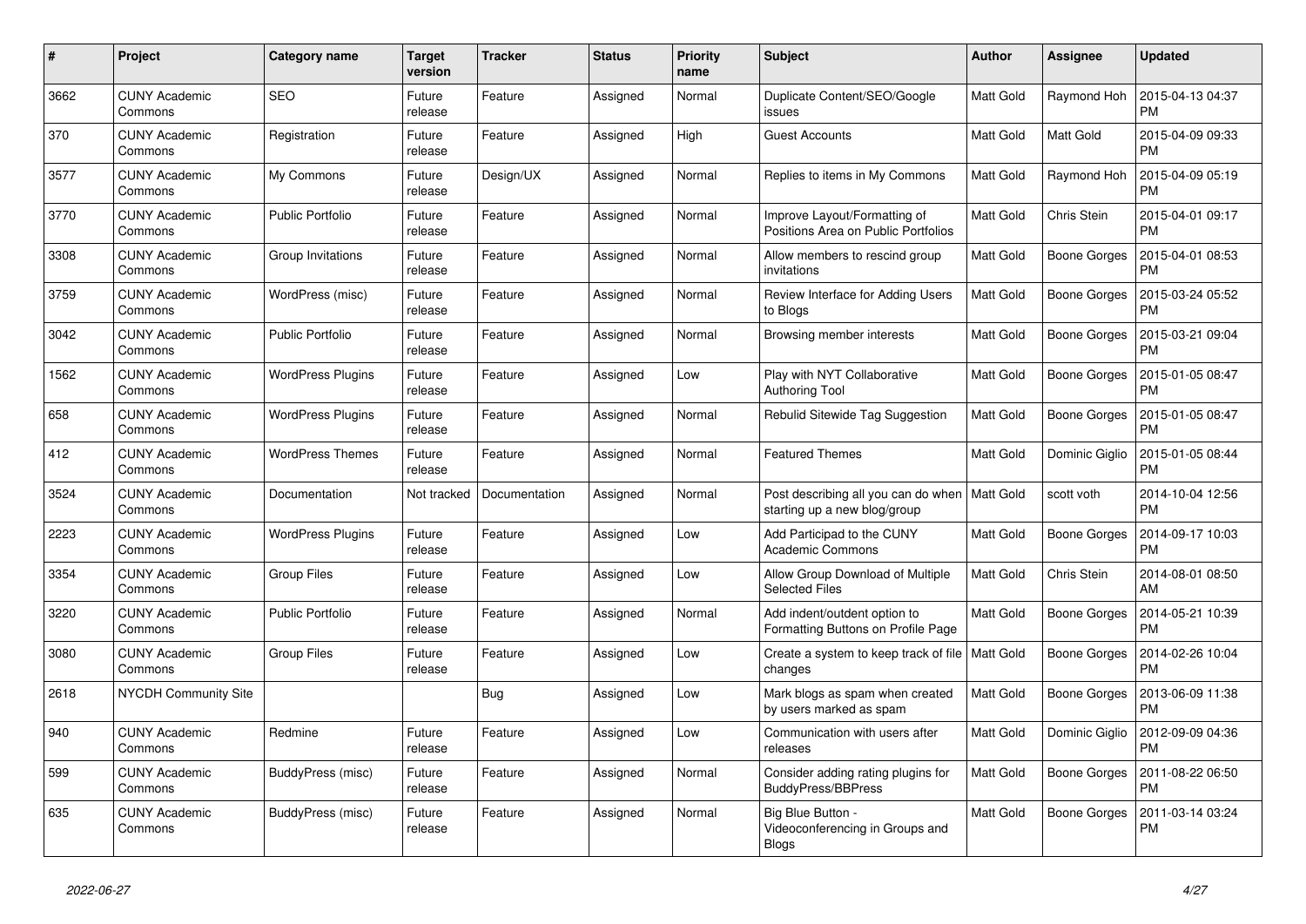| # | Project | Category name | Target version | Tracker | Status | Priority name | Subject | Author | Assignee | Updated |
|---|---|---|---|---|---|---|---|---|---|---|
| 3662 | CUNY Academic Commons | SEO | Future release | Feature | Assigned | Normal | Duplicate Content/SEO/Google issues | Matt Gold | Raymond Hoh | 2015-04-13 04:37 PM |
| 370 | CUNY Academic Commons | Registration | Future release | Feature | Assigned | High | Guest Accounts | Matt Gold | Matt Gold | 2015-04-09 09:33 PM |
| 3577 | CUNY Academic Commons | My Commons | Future release | Design/UX | Assigned | Normal | Replies to items in My Commons | Matt Gold | Raymond Hoh | 2015-04-09 05:19 PM |
| 3770 | CUNY Academic Commons | Public Portfolio | Future release | Feature | Assigned | Normal | Improve Layout/Formatting of Positions Area on Public Portfolios | Matt Gold | Chris Stein | 2015-04-01 09:17 PM |
| 3308 | CUNY Academic Commons | Group Invitations | Future release | Feature | Assigned | Normal | Allow members to rescind group invitations | Matt Gold | Boone Gorges | 2015-04-01 08:53 PM |
| 3759 | CUNY Academic Commons | WordPress (misc) | Future release | Feature | Assigned | Normal | Review Interface for Adding Users to Blogs | Matt Gold | Boone Gorges | 2015-03-24 05:52 PM |
| 3042 | CUNY Academic Commons | Public Portfolio | Future release | Feature | Assigned | Normal | Browsing member interests | Matt Gold | Boone Gorges | 2015-03-21 09:04 PM |
| 1562 | CUNY Academic Commons | WordPress Plugins | Future release | Feature | Assigned | Low | Play with NYT Collaborative Authoring Tool | Matt Gold | Boone Gorges | 2015-01-05 08:47 PM |
| 658 | CUNY Academic Commons | WordPress Plugins | Future release | Feature | Assigned | Normal | Rebulid Sitewide Tag Suggestion | Matt Gold | Boone Gorges | 2015-01-05 08:47 PM |
| 412 | CUNY Academic Commons | WordPress Themes | Future release | Feature | Assigned | Normal | Featured Themes | Matt Gold | Dominic Giglio | 2015-01-05 08:44 PM |
| 3524 | CUNY Academic Commons | Documentation | Not tracked | Documentation | Assigned | Normal | Post describing all you can do when starting up a new blog/group | Matt Gold | scott voth | 2014-10-04 12:56 PM |
| 2223 | CUNY Academic Commons | WordPress Plugins | Future release | Feature | Assigned | Low | Add Participad to the CUNY Academic Commons | Matt Gold | Boone Gorges | 2014-09-17 10:03 PM |
| 3354 | CUNY Academic Commons | Group Files | Future release | Feature | Assigned | Low | Allow Group Download of Multiple Selected Files | Matt Gold | Chris Stein | 2014-08-01 08:50 AM |
| 3220 | CUNY Academic Commons | Public Portfolio | Future release | Feature | Assigned | Normal | Add indent/outdent option to Formatting Buttons on Profile Page | Matt Gold | Boone Gorges | 2014-05-21 10:39 PM |
| 3080 | CUNY Academic Commons | Group Files | Future release | Feature | Assigned | Low | Create a system to keep track of file changes | Matt Gold | Boone Gorges | 2014-02-26 10:04 PM |
| 2618 | NYCDH Community Site | | | Bug | Assigned | Low | Mark blogs as spam when created by users marked as spam | Matt Gold | Boone Gorges | 2013-06-09 11:38 PM |
| 940 | CUNY Academic Commons | Redmine | Future release | Feature | Assigned | Low | Communication with users after releases | Matt Gold | Dominic Giglio | 2012-09-09 04:36 PM |
| 599 | CUNY Academic Commons | BuddyPress (misc) | Future release | Feature | Assigned | Normal | Consider adding rating plugins for BuddyPress/BBPress | Matt Gold | Boone Gorges | 2011-08-22 06:50 PM |
| 635 | CUNY Academic Commons | BuddyPress (misc) | Future release | Feature | Assigned | Normal | Big Blue Button - Videoconferencing in Groups and Blogs | Matt Gold | Boone Gorges | 2011-03-14 03:24 PM |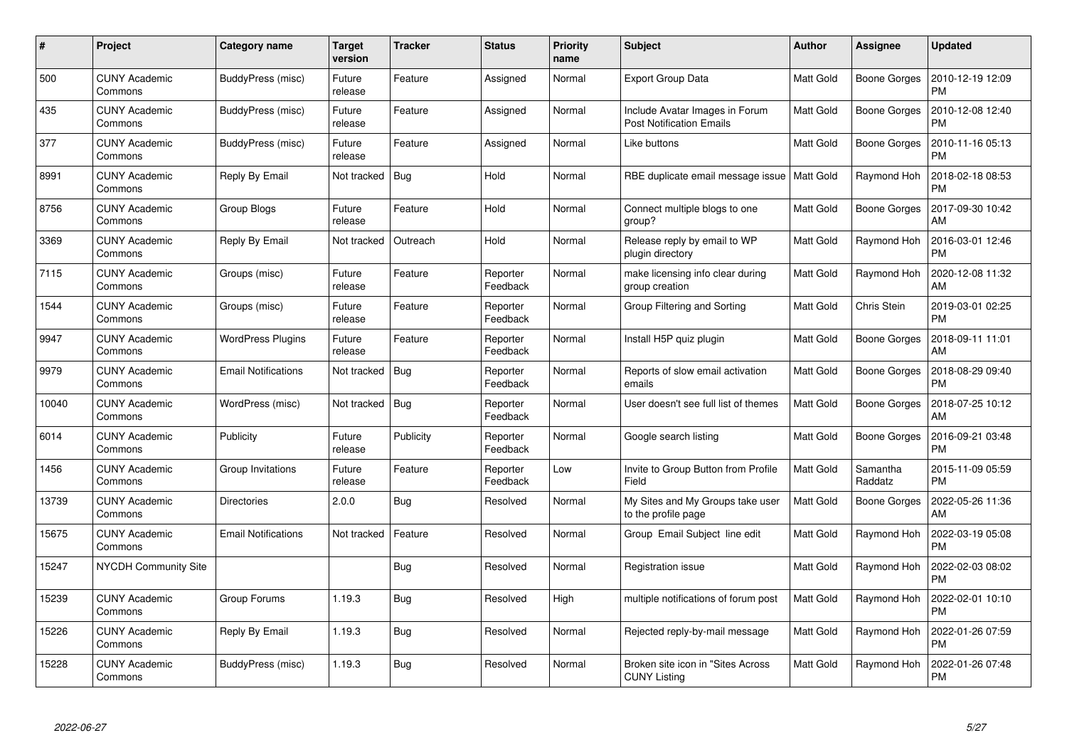| # | Project | Category name | Target version | Tracker | Status | Priority name | Subject | Author | Assignee | Updated |
|---|---|---|---|---|---|---|---|---|---|---|
| 500 | CUNY Academic Commons | BuddyPress (misc) | Future release | Feature | Assigned | Normal | Export Group Data | Matt Gold | Boone Gorges | 2010-12-19 12:09 PM |
| 435 | CUNY Academic Commons | BuddyPress (misc) | Future release | Feature | Assigned | Normal | Include Avatar Images in Forum Post Notification Emails | Matt Gold | Boone Gorges | 2010-12-08 12:40 PM |
| 377 | CUNY Academic Commons | BuddyPress (misc) | Future release | Feature | Assigned | Normal | Like buttons | Matt Gold | Boone Gorges | 2010-11-16 05:13 PM |
| 8991 | CUNY Academic Commons | Reply By Email | Not tracked | Bug | Hold | Normal | RBE duplicate email message issue | Matt Gold | Raymond Hoh | 2018-02-18 08:53 PM |
| 8756 | CUNY Academic Commons | Group Blogs | Future release | Feature | Hold | Normal | Connect multiple blogs to one group? | Matt Gold | Boone Gorges | 2017-09-30 10:42 AM |
| 3369 | CUNY Academic Commons | Reply By Email | Not tracked | Outreach | Hold | Normal | Release reply by email to WP plugin directory | Matt Gold | Raymond Hoh | 2016-03-01 12:46 PM |
| 7115 | CUNY Academic Commons | Groups (misc) | Future release | Feature | Reporter Feedback | Normal | make licensing info clear during group creation | Matt Gold | Raymond Hoh | 2020-12-08 11:32 AM |
| 1544 | CUNY Academic Commons | Groups (misc) | Future release | Feature | Reporter Feedback | Normal | Group Filtering and Sorting | Matt Gold | Chris Stein | 2019-03-01 02:25 PM |
| 9947 | CUNY Academic Commons | WordPress Plugins | Future release | Feature | Reporter Feedback | Normal | Install H5P quiz plugin | Matt Gold | Boone Gorges | 2018-09-11 11:01 AM |
| 9979 | CUNY Academic Commons | Email Notifications | Not tracked | Bug | Reporter Feedback | Normal | Reports of slow email activation emails | Matt Gold | Boone Gorges | 2018-08-29 09:40 PM |
| 10040 | CUNY Academic Commons | WordPress (misc) | Not tracked | Bug | Reporter Feedback | Normal | User doesn't see full list of themes | Matt Gold | Boone Gorges | 2018-07-25 10:12 AM |
| 6014 | CUNY Academic Commons | Publicity | Future release | Publicity | Reporter Feedback | Normal | Google search listing | Matt Gold | Boone Gorges | 2016-09-21 03:48 PM |
| 1456 | CUNY Academic Commons | Group Invitations | Future release | Feature | Reporter Feedback | Low | Invite to Group Button from Profile Field | Matt Gold | Samantha Raddatz | 2015-11-09 05:59 PM |
| 13739 | CUNY Academic Commons | Directories | 2.0.0 | Bug | Resolved | Normal | My Sites and My Groups take user to the profile page | Matt Gold | Boone Gorges | 2022-05-26 11:36 AM |
| 15675 | CUNY Academic Commons | Email Notifications | Not tracked | Feature | Resolved | Normal | Group Email Subject line edit | Matt Gold | Raymond Hoh | 2022-03-19 05:08 PM |
| 15247 | NYCDH Community Site | | | Bug | Resolved | Normal | Registration issue | Matt Gold | Raymond Hoh | 2022-02-03 08:02 PM |
| 15239 | CUNY Academic Commons | Group Forums | 1.19.3 | Bug | Resolved | High | multiple notifications of forum post | Matt Gold | Raymond Hoh | 2022-02-01 10:10 PM |
| 15226 | CUNY Academic Commons | Reply By Email | 1.19.3 | Bug | Resolved | Normal | Rejected reply-by-mail message | Matt Gold | Raymond Hoh | 2022-01-26 07:59 PM |
| 15228 | CUNY Academic Commons | BuddyPress (misc) | 1.19.3 | Bug | Resolved | Normal | Broken site icon in "Sites Across CUNY Listing | Matt Gold | Raymond Hoh | 2022-01-26 07:48 PM |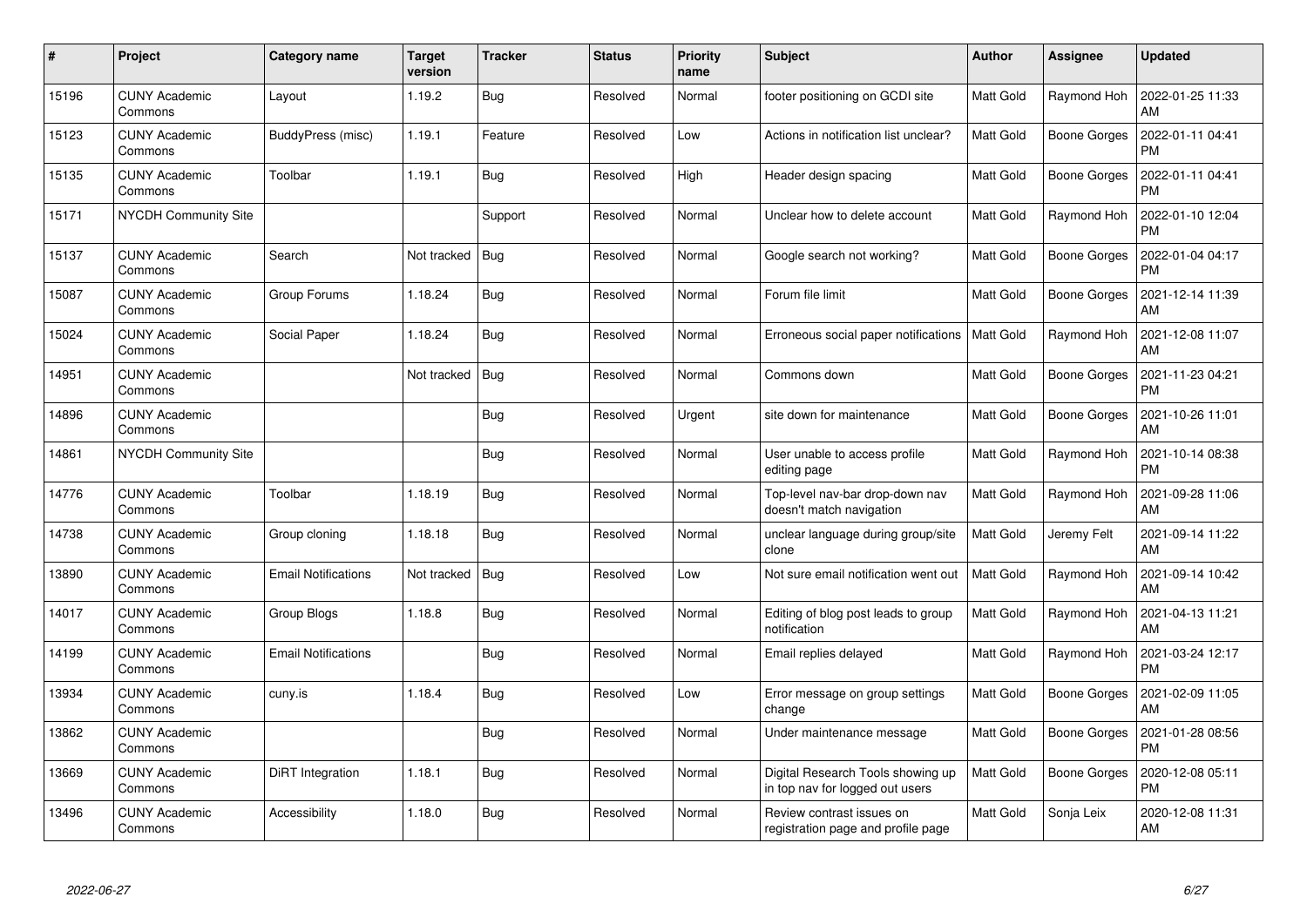| # | Project | Category name | Target version | Tracker | Status | Priority name | Subject | Author | Assignee | Updated |
|---|---|---|---|---|---|---|---|---|---|---|
| 15196 | CUNY Academic Commons | Layout | 1.19.2 | Bug | Resolved | Normal | footer positioning on GCDI site | Matt Gold | Raymond Hoh | 2022-01-25 11:33 AM |
| 15123 | CUNY Academic Commons | BuddyPress (misc) | 1.19.1 | Feature | Resolved | Low | Actions in notification list unclear? | Matt Gold | Boone Gorges | 2022-01-11 04:41 PM |
| 15135 | CUNY Academic Commons | Toolbar | 1.19.1 | Bug | Resolved | High | Header design spacing | Matt Gold | Boone Gorges | 2022-01-11 04:41 PM |
| 15171 | NYCDH Community Site | | | Support | Resolved | Normal | Unclear how to delete account | Matt Gold | Raymond Hoh | 2022-01-10 12:04 PM |
| 15137 | CUNY Academic Commons | Search | Not tracked | Bug | Resolved | Normal | Google search not working? | Matt Gold | Boone Gorges | 2022-01-04 04:17 PM |
| 15087 | CUNY Academic Commons | Group Forums | 1.18.24 | Bug | Resolved | Normal | Forum file limit | Matt Gold | Boone Gorges | 2021-12-14 11:39 AM |
| 15024 | CUNY Academic Commons | Social Paper | 1.18.24 | Bug | Resolved | Normal | Erroneous social paper notifications | Matt Gold | Raymond Hoh | 2021-12-08 11:07 AM |
| 14951 | CUNY Academic Commons | | Not tracked | Bug | Resolved | Normal | Commons down | Matt Gold | Boone Gorges | 2021-11-23 04:21 PM |
| 14896 | CUNY Academic Commons | | | Bug | Resolved | Urgent | site down for maintenance | Matt Gold | Boone Gorges | 2021-10-26 11:01 AM |
| 14861 | NYCDH Community Site | | | Bug | Resolved | Normal | User unable to access profile editing page | Matt Gold | Raymond Hoh | 2021-10-14 08:38 PM |
| 14776 | CUNY Academic Commons | Toolbar | 1.18.19 | Bug | Resolved | Normal | Top-level nav-bar drop-down nav doesn't match navigation | Matt Gold | Raymond Hoh | 2021-09-28 11:06 AM |
| 14738 | CUNY Academic Commons | Group cloning | 1.18.18 | Bug | Resolved | Normal | unclear language during group/site clone | Matt Gold | Jeremy Felt | 2021-09-14 11:22 AM |
| 13890 | CUNY Academic Commons | Email Notifications | Not tracked | Bug | Resolved | Low | Not sure email notification went out | Matt Gold | Raymond Hoh | 2021-09-14 10:42 AM |
| 14017 | CUNY Academic Commons | Group Blogs | 1.18.8 | Bug | Resolved | Normal | Editing of blog post leads to group notification | Matt Gold | Raymond Hoh | 2021-04-13 11:21 AM |
| 14199 | CUNY Academic Commons | Email Notifications | | Bug | Resolved | Normal | Email replies delayed | Matt Gold | Raymond Hoh | 2021-03-24 12:17 PM |
| 13934 | CUNY Academic Commons | cuny.is | 1.18.4 | Bug | Resolved | Low | Error message on group settings change | Matt Gold | Boone Gorges | 2021-02-09 11:05 AM |
| 13862 | CUNY Academic Commons | | | Bug | Resolved | Normal | Under maintenance message | Matt Gold | Boone Gorges | 2021-01-28 08:56 PM |
| 13669 | CUNY Academic Commons | DiRT Integration | 1.18.1 | Bug | Resolved | Normal | Digital Research Tools showing up in top nav for logged out users | Matt Gold | Boone Gorges | 2020-12-08 05:11 PM |
| 13496 | CUNY Academic Commons | Accessibility | 1.18.0 | Bug | Resolved | Normal | Review contrast issues on registration page and profile page | Matt Gold | Sonja Leix | 2020-12-08 11:31 AM |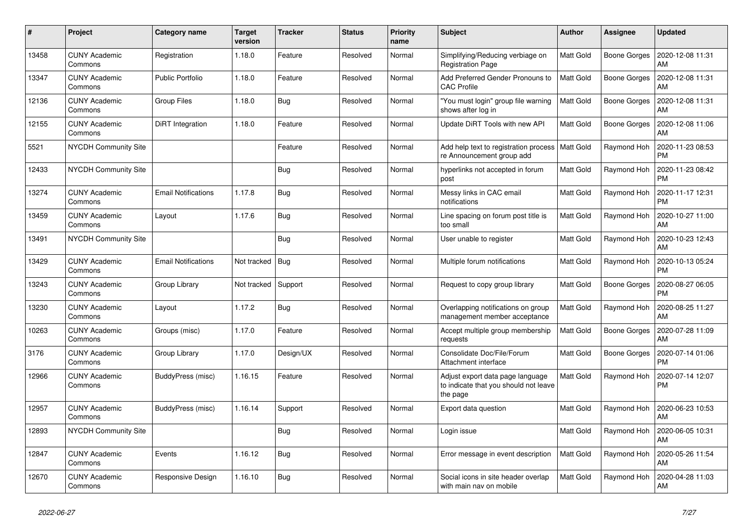| # | Project | Category name | Target version | Tracker | Status | Priority name | Subject | Author | Assignee | Updated |
|---|---|---|---|---|---|---|---|---|---|---|
| 13458 | CUNY Academic Commons | Registration | 1.18.0 | Feature | Resolved | Normal | Simplifying/Reducing verbiage on Registration Page | Matt Gold | Boone Gorges | 2020-12-08 11:31 AM |
| 13347 | CUNY Academic Commons | Public Portfolio | 1.18.0 | Feature | Resolved | Normal | Add Preferred Gender Pronouns to CAC Profile | Matt Gold | Boone Gorges | 2020-12-08 11:31 AM |
| 12136 | CUNY Academic Commons | Group Files | 1.18.0 | Bug | Resolved | Normal | "You must login" group file warning shows after log in | Matt Gold | Boone Gorges | 2020-12-08 11:31 AM |
| 12155 | CUNY Academic Commons | DiRT Integration | 1.18.0 | Feature | Resolved | Normal | Update DiRT Tools with new API | Matt Gold | Boone Gorges | 2020-12-08 11:06 AM |
| 5521 | NYCDH Community Site | | | Feature | Resolved | Normal | Add help text to registration process re Announcement group add | Matt Gold | Raymond Hoh | 2020-11-23 08:53 PM |
| 12433 | NYCDH Community Site | | | Bug | Resolved | Normal | hyperlinks not accepted in forum post | Matt Gold | Raymond Hoh | 2020-11-23 08:42 PM |
| 13274 | CUNY Academic Commons | Email Notifications | 1.17.8 | Bug | Resolved | Normal | Messy links in CAC email notifications | Matt Gold | Raymond Hoh | 2020-11-17 12:31 PM |
| 13459 | CUNY Academic Commons | Layout | 1.17.6 | Bug | Resolved | Normal | Line spacing on forum post title is too small | Matt Gold | Raymond Hoh | 2020-10-27 11:00 AM |
| 13491 | NYCDH Community Site | | | Bug | Resolved | Normal | User unable to register | Matt Gold | Raymond Hoh | 2020-10-23 12:43 AM |
| 13429 | CUNY Academic Commons | Email Notifications | Not tracked | Bug | Resolved | Normal | Multiple forum notifications | Matt Gold | Raymond Hoh | 2020-10-13 05:24 PM |
| 13243 | CUNY Academic Commons | Group Library | Not tracked | Support | Resolved | Normal | Request to copy group library | Matt Gold | Boone Gorges | 2020-08-27 06:05 PM |
| 13230 | CUNY Academic Commons | Layout | 1.17.2 | Bug | Resolved | Normal | Overlapping notifications on group management member acceptance | Matt Gold | Raymond Hoh | 2020-08-25 11:27 AM |
| 10263 | CUNY Academic Commons | Groups (misc) | 1.17.0 | Feature | Resolved | Normal | Accept multiple group membership requests | Matt Gold | Boone Gorges | 2020-07-28 11:09 AM |
| 3176 | CUNY Academic Commons | Group Library | 1.17.0 | Design/UX | Resolved | Normal | Consolidate Doc/File/Forum Attachment interface | Matt Gold | Boone Gorges | 2020-07-14 01:06 PM |
| 12966 | CUNY Academic Commons | BuddyPress (misc) | 1.16.15 | Feature | Resolved | Normal | Adjust export data page language to indicate that you should not leave the page | Matt Gold | Raymond Hoh | 2020-07-14 12:07 PM |
| 12957 | CUNY Academic Commons | BuddyPress (misc) | 1.16.14 | Support | Resolved | Normal | Export data question | Matt Gold | Raymond Hoh | 2020-06-23 10:53 AM |
| 12893 | NYCDH Community Site | | | Bug | Resolved | Normal | Login issue | Matt Gold | Raymond Hoh | 2020-06-05 10:31 AM |
| 12847 | CUNY Academic Commons | Events | 1.16.12 | Bug | Resolved | Normal | Error message in event description | Matt Gold | Raymond Hoh | 2020-05-26 11:54 AM |
| 12670 | CUNY Academic Commons | Responsive Design | 1.16.10 | Bug | Resolved | Normal | Social icons in site header overlap with main nav on mobile | Matt Gold | Raymond Hoh | 2020-04-28 11:03 AM |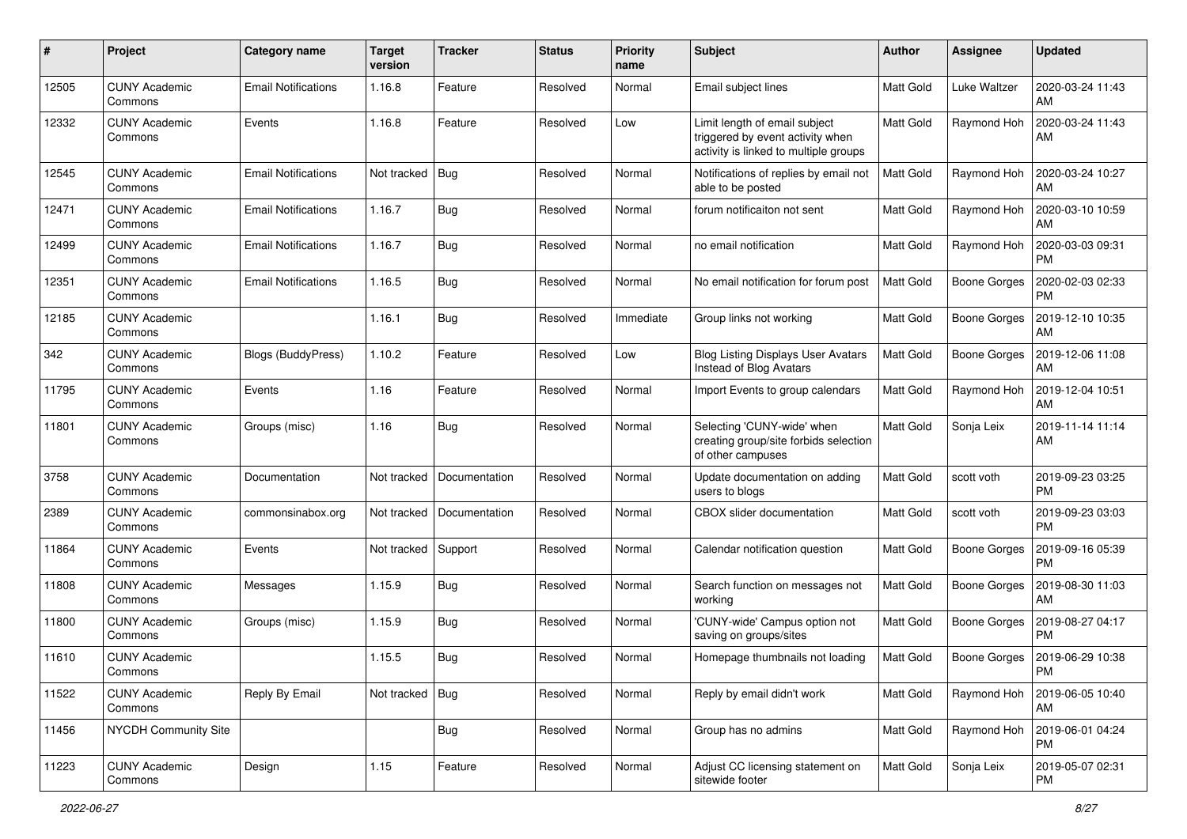| # | Project | Category name | Target version | Tracker | Status | Priority name | Subject | Author | Assignee | Updated |
|---|---|---|---|---|---|---|---|---|---|---|
| 12505 | CUNY Academic Commons | Email Notifications | 1.16.8 | Feature | Resolved | Normal | Email subject lines | Matt Gold | Luke Waltzer | 2020-03-24 11:43 AM |
| 12332 | CUNY Academic Commons | Events | 1.16.8 | Feature | Resolved | Low | Limit length of email subject triggered by event activity when activity is linked to multiple groups | Matt Gold | Raymond Hoh | 2020-03-24 11:43 AM |
| 12545 | CUNY Academic Commons | Email Notifications | Not tracked | Bug | Resolved | Normal | Notifications of replies by email not able to be posted | Matt Gold | Raymond Hoh | 2020-03-24 10:27 AM |
| 12471 | CUNY Academic Commons | Email Notifications | 1.16.7 | Bug | Resolved | Normal | forum notificaiton not sent | Matt Gold | Raymond Hoh | 2020-03-10 10:59 AM |
| 12499 | CUNY Academic Commons | Email Notifications | 1.16.7 | Bug | Resolved | Normal | no email notification | Matt Gold | Raymond Hoh | 2020-03-03 09:31 PM |
| 12351 | CUNY Academic Commons | Email Notifications | 1.16.5 | Bug | Resolved | Normal | No email notification for forum post | Matt Gold | Boone Gorges | 2020-02-03 02:33 PM |
| 12185 | CUNY Academic Commons | | 1.16.1 | Bug | Resolved | Immediate | Group links not working | Matt Gold | Boone Gorges | 2019-12-10 10:35 AM |
| 342 | CUNY Academic Commons | Blogs (BuddyPress) | 1.10.2 | Feature | Resolved | Low | Blog Listing Displays User Avatars Instead of Blog Avatars | Matt Gold | Boone Gorges | 2019-12-06 11:08 AM |
| 11795 | CUNY Academic Commons | Events | 1.16 | Feature | Resolved | Normal | Import Events to group calendars | Matt Gold | Raymond Hoh | 2019-12-04 10:51 AM |
| 11801 | CUNY Academic Commons | Groups (misc) | 1.16 | Bug | Resolved | Normal | Selecting 'CUNY-wide' when creating group/site forbids selection of other campuses | Matt Gold | Sonja Leix | 2019-11-14 11:14 AM |
| 3758 | CUNY Academic Commons | Documentation | Not tracked | Documentation | Resolved | Normal | Update documentation on adding users to blogs | Matt Gold | scott voth | 2019-09-23 03:25 PM |
| 2389 | CUNY Academic Commons | commonsinabox.org | Not tracked | Documentation | Resolved | Normal | CBOX slider documentation | Matt Gold | scott voth | 2019-09-23 03:03 PM |
| 11864 | CUNY Academic Commons | Events | Not tracked | Support | Resolved | Normal | Calendar notification question | Matt Gold | Boone Gorges | 2019-09-16 05:39 PM |
| 11808 | CUNY Academic Commons | Messages | 1.15.9 | Bug | Resolved | Normal | Search function on messages not working | Matt Gold | Boone Gorges | 2019-08-30 11:03 AM |
| 11800 | CUNY Academic Commons | Groups (misc) | 1.15.9 | Bug | Resolved | Normal | 'CUNY-wide' Campus option not saving on groups/sites | Matt Gold | Boone Gorges | 2019-08-27 04:17 PM |
| 11610 | CUNY Academic Commons | | 1.15.5 | Bug | Resolved | Normal | Homepage thumbnails not loading | Matt Gold | Boone Gorges | 2019-06-29 10:38 PM |
| 11522 | CUNY Academic Commons | Reply By Email | Not tracked | Bug | Resolved | Normal | Reply by email didn't work | Matt Gold | Raymond Hoh | 2019-06-05 10:40 AM |
| 11456 | NYCDH Community Site | | | Bug | Resolved | Normal | Group has no admins | Matt Gold | Raymond Hoh | 2019-06-01 04:24 PM |
| 11223 | CUNY Academic Commons | Design | 1.15 | Feature | Resolved | Normal | Adjust CC licensing statement on sitewide footer | Matt Gold | Sonja Leix | 2019-05-07 02:31 PM |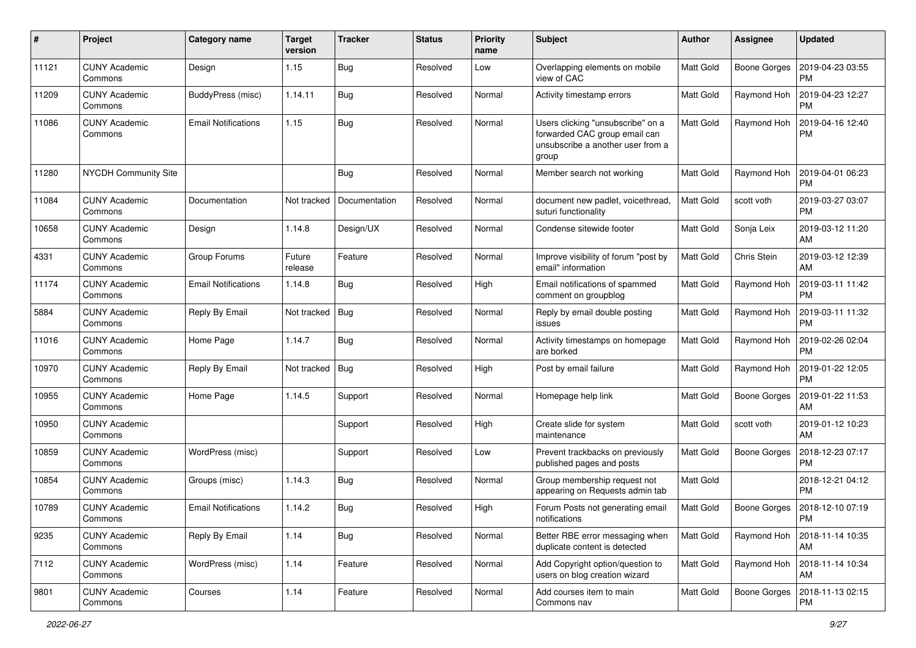| # | Project | Category name | Target version | Tracker | Status | Priority name | Subject | Author | Assignee | Updated |
|---|---|---|---|---|---|---|---|---|---|---|
| 11121 | CUNY Academic Commons | Design | 1.15 | Bug | Resolved | Low | Overlapping elements on mobile view of CAC | Matt Gold | Boone Gorges | 2019-04-23 03:55 PM |
| 11209 | CUNY Academic Commons | BuddyPress (misc) | 1.14.11 | Bug | Resolved | Normal | Activity timestamp errors | Matt Gold | Raymond Hoh | 2019-04-23 12:27 PM |
| 11086 | CUNY Academic Commons | Email Notifications | 1.15 | Bug | Resolved | Normal | Users clicking "unsubscribe" on a forwarded CAC group email can unsubscribe a another user from a group | Matt Gold | Raymond Hoh | 2019-04-16 12:40 PM |
| 11280 | NYCDH Community Site | | | Bug | Resolved | Normal | Member search not working | Matt Gold | Raymond Hoh | 2019-04-01 06:23 PM |
| 11084 | CUNY Academic Commons | Documentation | Not tracked | Documentation | Resolved | Normal | document new padlet, voicethread, suturi functionality | Matt Gold | scott voth | 2019-03-27 03:07 PM |
| 10658 | CUNY Academic Commons | Design | 1.14.8 | Design/UX | Resolved | Normal | Condense sitewide footer | Matt Gold | Sonja Leix | 2019-03-12 11:20 AM |
| 4331 | CUNY Academic Commons | Group Forums | Future release | Feature | Resolved | Normal | Improve visibility of forum "post by email" information | Matt Gold | Chris Stein | 2019-03-12 12:39 AM |
| 11174 | CUNY Academic Commons | Email Notifications | 1.14.8 | Bug | Resolved | High | Email notifications of spammed comment on groupblog | Matt Gold | Raymond Hoh | 2019-03-11 11:42 PM |
| 5884 | CUNY Academic Commons | Reply By Email | Not tracked | Bug | Resolved | Normal | Reply by email double posting issues | Matt Gold | Raymond Hoh | 2019-03-11 11:32 PM |
| 11016 | CUNY Academic Commons | Home Page | 1.14.7 | Bug | Resolved | Normal | Activity timestamps on homepage are borked | Matt Gold | Raymond Hoh | 2019-02-26 02:04 PM |
| 10970 | CUNY Academic Commons | Reply By Email | Not tracked | Bug | Resolved | High | Post by email failure | Matt Gold | Raymond Hoh | 2019-01-22 12:05 PM |
| 10955 | CUNY Academic Commons | Home Page | 1.14.5 | Support | Resolved | Normal | Homepage help link | Matt Gold | Boone Gorges | 2019-01-22 11:53 AM |
| 10950 | CUNY Academic Commons | | | Support | Resolved | High | Create slide for system maintenance | Matt Gold | scott voth | 2019-01-12 10:23 AM |
| 10859 | CUNY Academic Commons | WordPress (misc) | | Support | Resolved | Low | Prevent trackbacks on previously published pages and posts | Matt Gold | Boone Gorges | 2018-12-23 07:17 PM |
| 10854 | CUNY Academic Commons | Groups (misc) | 1.14.3 | Bug | Resolved | Normal | Group membership request not appearing on Requests admin tab | Matt Gold | | 2018-12-21 04:12 PM |
| 10789 | CUNY Academic Commons | Email Notifications | 1.14.2 | Bug | Resolved | High | Forum Posts not generating email notifications | Matt Gold | Boone Gorges | 2018-12-10 07:19 PM |
| 9235 | CUNY Academic Commons | Reply By Email | 1.14 | Bug | Resolved | Normal | Better RBE error messaging when duplicate content is detected | Matt Gold | Raymond Hoh | 2018-11-14 10:35 AM |
| 7112 | CUNY Academic Commons | WordPress (misc) | 1.14 | Feature | Resolved | Normal | Add Copyright option/question to users on blog creation wizard | Matt Gold | Raymond Hoh | 2018-11-14 10:34 AM |
| 9801 | CUNY Academic Commons | Courses | 1.14 | Feature | Resolved | Normal | Add courses item to main Commons nav | Matt Gold | Boone Gorges | 2018-11-13 02:15 PM |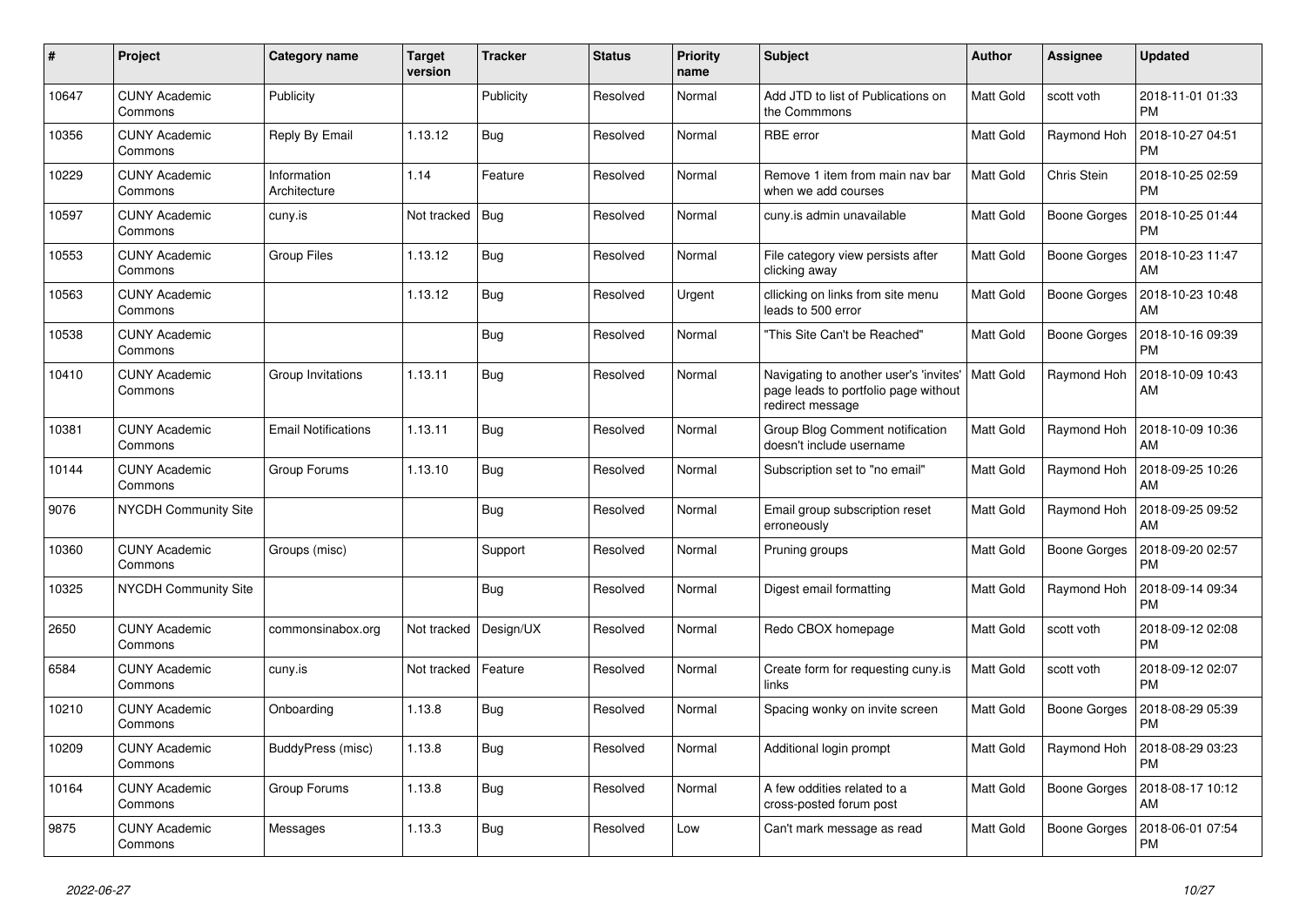| # | Project | Category name | Target version | Tracker | Status | Priority name | Subject | Author | Assignee | Updated |
|---|---|---|---|---|---|---|---|---|---|---|
| 10647 | CUNY Academic Commons | Publicity | | Publicity | Resolved | Normal | Add JTD to list of Publications on the Commmons | Matt Gold | scott voth | 2018-11-01 01:33 PM |
| 10356 | CUNY Academic Commons | Reply By Email | 1.13.12 | Bug | Resolved | Normal | RBE error | Matt Gold | Raymond Hoh | 2018-10-27 04:51 PM |
| 10229 | CUNY Academic Commons | Information Architecture | 1.14 | Feature | Resolved | Normal | Remove 1 item from main nav bar when we add courses | Matt Gold | Chris Stein | 2018-10-25 02:59 PM |
| 10597 | CUNY Academic Commons | cuny.is | Not tracked | Bug | Resolved | Normal | cuny.is admin unavailable | Matt Gold | Boone Gorges | 2018-10-25 01:44 PM |
| 10553 | CUNY Academic Commons | Group Files | 1.13.12 | Bug | Resolved | Normal | File category view persists after clicking away | Matt Gold | Boone Gorges | 2018-10-23 11:47 AM |
| 10563 | CUNY Academic Commons | | 1.13.12 | Bug | Resolved | Urgent | cllicking on links from site menu leads to 500 error | Matt Gold | Boone Gorges | 2018-10-23 10:48 AM |
| 10538 | CUNY Academic Commons | | | Bug | Resolved | Normal | "This Site Can't be Reached" | Matt Gold | Boone Gorges | 2018-10-16 09:39 PM |
| 10410 | CUNY Academic Commons | Group Invitations | 1.13.11 | Bug | Resolved | Normal | Navigating to another user's 'invites' page leads to portfolio page without redirect message | Matt Gold | Raymond Hoh | 2018-10-09 10:43 AM |
| 10381 | CUNY Academic Commons | Email Notifications | 1.13.11 | Bug | Resolved | Normal | Group Blog Comment notification doesn't include username | Matt Gold | Raymond Hoh | 2018-10-09 10:36 AM |
| 10144 | CUNY Academic Commons | Group Forums | 1.13.10 | Bug | Resolved | Normal | Subscription set to "no email" | Matt Gold | Raymond Hoh | 2018-09-25 10:26 AM |
| 9076 | NYCDH Community Site | | | Bug | Resolved | Normal | Email group subscription reset erroneously | Matt Gold | Raymond Hoh | 2018-09-25 09:52 AM |
| 10360 | CUNY Academic Commons | Groups (misc) | | Support | Resolved | Normal | Pruning groups | Matt Gold | Boone Gorges | 2018-09-20 02:57 PM |
| 10325 | NYCDH Community Site | | | Bug | Resolved | Normal | Digest email formatting | Matt Gold | Raymond Hoh | 2018-09-14 09:34 PM |
| 2650 | CUNY Academic Commons | commonsinabox.org | Not tracked | Design/UX | Resolved | Normal | Redo CBOX homepage | Matt Gold | scott voth | 2018-09-12 02:08 PM |
| 6584 | CUNY Academic Commons | cuny.is | Not tracked | Feature | Resolved | Normal | Create form for requesting cuny.is links | Matt Gold | scott voth | 2018-09-12 02:07 PM |
| 10210 | CUNY Academic Commons | Onboarding | 1.13.8 | Bug | Resolved | Normal | Spacing wonky on invite screen | Matt Gold | Boone Gorges | 2018-08-29 05:39 PM |
| 10209 | CUNY Academic Commons | BuddyPress (misc) | 1.13.8 | Bug | Resolved | Normal | Additional login prompt | Matt Gold | Raymond Hoh | 2018-08-29 03:23 PM |
| 10164 | CUNY Academic Commons | Group Forums | 1.13.8 | Bug | Resolved | Normal | A few oddities related to a cross-posted forum post | Matt Gold | Boone Gorges | 2018-08-17 10:12 AM |
| 9875 | CUNY Academic Commons | Messages | 1.13.3 | Bug | Resolved | Low | Can't mark message as read | Matt Gold | Boone Gorges | 2018-06-01 07:54 PM |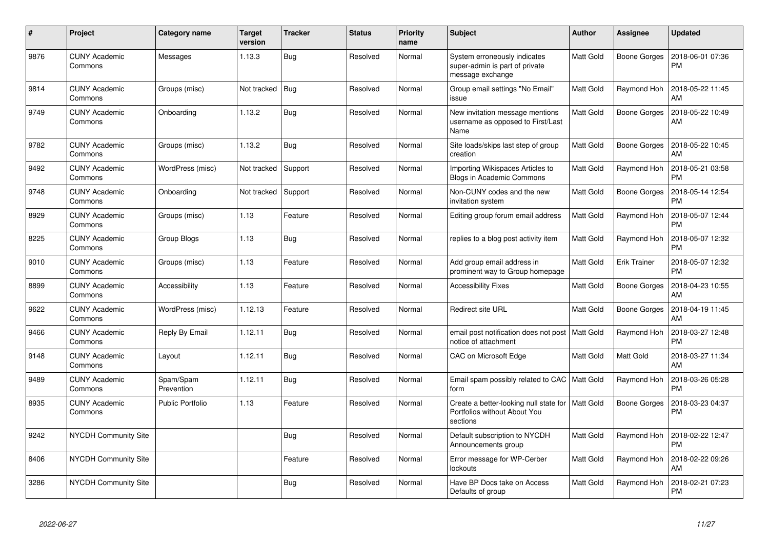| # | Project | Category name | Target version | Tracker | Status | Priority name | Subject | Author | Assignee | Updated |
|---|---|---|---|---|---|---|---|---|---|---|
| 9876 | CUNY Academic Commons | Messages | 1.13.3 | Bug | Resolved | Normal | System erroneously indicates super-admin is part of private message exchange | Matt Gold | Boone Gorges | 2018-06-01 07:36 PM |
| 9814 | CUNY Academic Commons | Groups (misc) | Not tracked | Bug | Resolved | Normal | Group email settings "No Email" issue | Matt Gold | Raymond Hoh | 2018-05-22 11:45 AM |
| 9749 | CUNY Academic Commons | Onboarding | 1.13.2 | Bug | Resolved | Normal | New invitation message mentions username as opposed to First/Last Name | Matt Gold | Boone Gorges | 2018-05-22 10:49 AM |
| 9782 | CUNY Academic Commons | Groups (misc) | 1.13.2 | Bug | Resolved | Normal | Site loads/skips last step of group creation | Matt Gold | Boone Gorges | 2018-05-22 10:45 AM |
| 9492 | CUNY Academic Commons | WordPress (misc) | Not tracked | Support | Resolved | Normal | Importing Wikispaces Articles to Blogs in Academic Commons | Matt Gold | Raymond Hoh | 2018-05-21 03:58 PM |
| 9748 | CUNY Academic Commons | Onboarding | Not tracked | Support | Resolved | Normal | Non-CUNY codes and the new invitation system | Matt Gold | Boone Gorges | 2018-05-14 12:54 PM |
| 8929 | CUNY Academic Commons | Groups (misc) | 1.13 | Feature | Resolved | Normal | Editing group forum email address | Matt Gold | Raymond Hoh | 2018-05-07 12:44 PM |
| 8225 | CUNY Academic Commons | Group Blogs | 1.13 | Bug | Resolved | Normal | replies to a blog post activity item | Matt Gold | Raymond Hoh | 2018-05-07 12:32 PM |
| 9010 | CUNY Academic Commons | Groups (misc) | 1.13 | Feature | Resolved | Normal | Add group email address in prominent way to Group homepage | Matt Gold | Erik Trainer | 2018-05-07 12:32 PM |
| 8899 | CUNY Academic Commons | Accessibility | 1.13 | Feature | Resolved | Normal | Accessibility Fixes | Matt Gold | Boone Gorges | 2018-04-23 10:55 AM |
| 9622 | CUNY Academic Commons | WordPress (misc) | 1.12.13 | Feature | Resolved | Normal | Redirect site URL | Matt Gold | Boone Gorges | 2018-04-19 11:45 AM |
| 9466 | CUNY Academic Commons | Reply By Email | 1.12.11 | Bug | Resolved | Normal | email post notification does not post notice of attachment | Matt Gold | Raymond Hoh | 2018-03-27 12:48 PM |
| 9148 | CUNY Academic Commons | Layout | 1.12.11 | Bug | Resolved | Normal | CAC on Microsoft Edge | Matt Gold | Matt Gold | 2018-03-27 11:34 AM |
| 9489 | CUNY Academic Commons | Spam/Spam Prevention | 1.12.11 | Bug | Resolved | Normal | Email spam possibly related to CAC form | Matt Gold | Raymond Hoh | 2018-03-26 05:28 PM |
| 8935 | CUNY Academic Commons | Public Portfolio | 1.13 | Feature | Resolved | Normal | Create a better-looking null state for Portfolios without About You sections | Matt Gold | Boone Gorges | 2018-03-23 04:37 PM |
| 9242 | NYCDH Community Site | | | Bug | Resolved | Normal | Default subscription to NYCDH Announcements group | Matt Gold | Raymond Hoh | 2018-02-22 12:47 PM |
| 8406 | NYCDH Community Site | | | Feature | Resolved | Normal | Error message for WP-Cerber lockouts | Matt Gold | Raymond Hoh | 2018-02-22 09:26 AM |
| 3286 | NYCDH Community Site | | | Bug | Resolved | Normal | Have BP Docs take on Access Defaults of group | Matt Gold | Raymond Hoh | 2018-02-21 07:23 PM |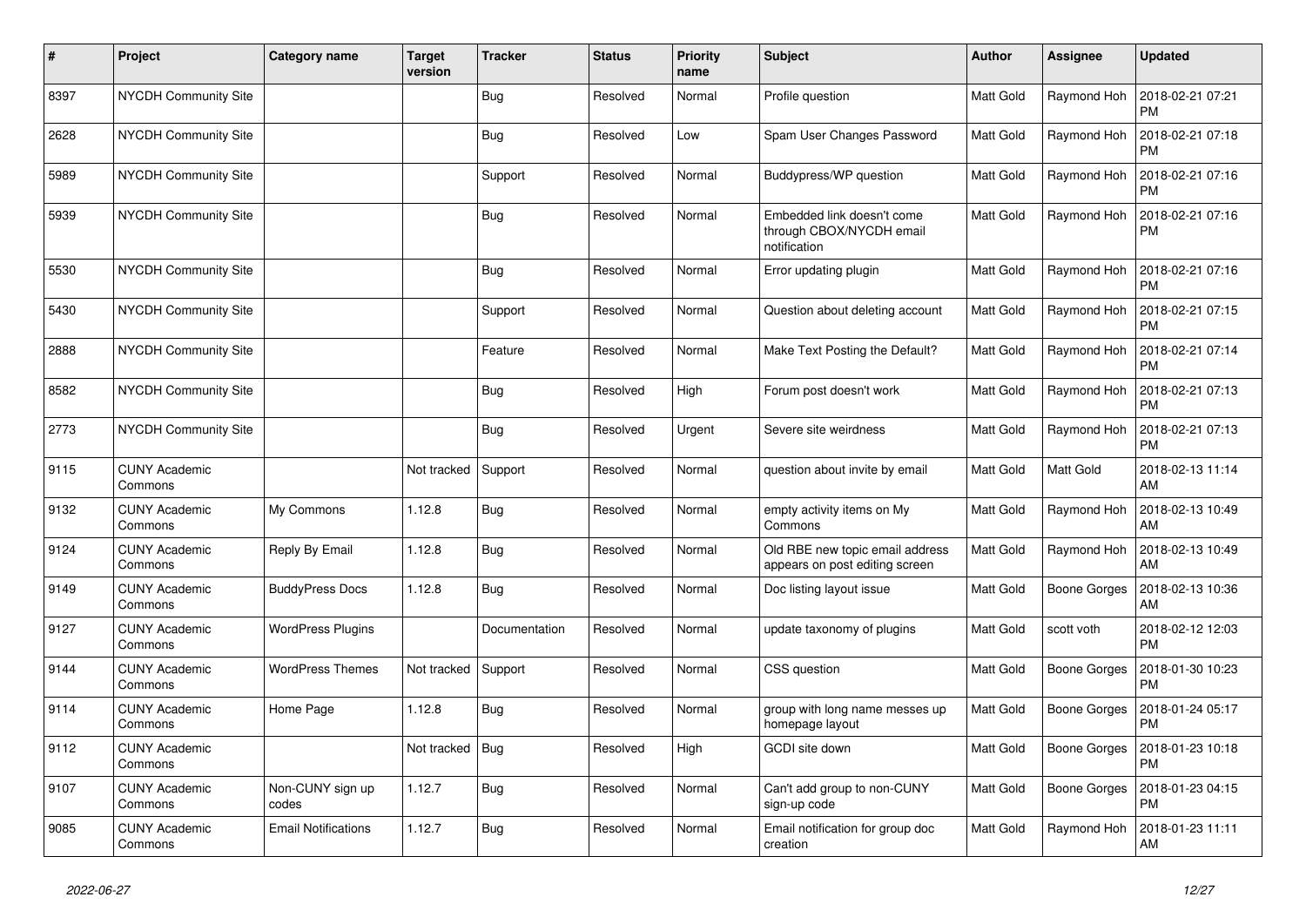| # | Project | Category name | Target version | Tracker | Status | Priority name | Subject | Author | Assignee | Updated |
|---|---|---|---|---|---|---|---|---|---|---|
| 8397 | NYCDH Community Site | | | Bug | Resolved | Normal | Profile question | Matt Gold | Raymond Hoh | 2018-02-21 07:21 PM |
| 2628 | NYCDH Community Site | | | Bug | Resolved | Low | Spam User Changes Password | Matt Gold | Raymond Hoh | 2018-02-21 07:18 PM |
| 5989 | NYCDH Community Site | | | Support | Resolved | Normal | Buddypress/WP question | Matt Gold | Raymond Hoh | 2018-02-21 07:16 PM |
| 5939 | NYCDH Community Site | | | Bug | Resolved | Normal | Embedded link doesn't come through CBOX/NYCDH email notification | Matt Gold | Raymond Hoh | 2018-02-21 07:16 PM |
| 5530 | NYCDH Community Site | | | Bug | Resolved | Normal | Error updating plugin | Matt Gold | Raymond Hoh | 2018-02-21 07:16 PM |
| 5430 | NYCDH Community Site | | | Support | Resolved | Normal | Question about deleting account | Matt Gold | Raymond Hoh | 2018-02-21 07:15 PM |
| 2888 | NYCDH Community Site | | | Feature | Resolved | Normal | Make Text Posting the Default? | Matt Gold | Raymond Hoh | 2018-02-21 07:14 PM |
| 8582 | NYCDH Community Site | | | Bug | Resolved | High | Forum post doesn't work | Matt Gold | Raymond Hoh | 2018-02-21 07:13 PM |
| 2773 | NYCDH Community Site | | | Bug | Resolved | Urgent | Severe site weirdness | Matt Gold | Raymond Hoh | 2018-02-21 07:13 PM |
| 9115 | CUNY Academic Commons | | Not tracked | Support | Resolved | Normal | question about invite by email | Matt Gold | Matt Gold | 2018-02-13 11:14 AM |
| 9132 | CUNY Academic Commons | My Commons | 1.12.8 | Bug | Resolved | Normal | empty activity items on My Commons | Matt Gold | Raymond Hoh | 2018-02-13 10:49 AM |
| 9124 | CUNY Academic Commons | Reply By Email | 1.12.8 | Bug | Resolved | Normal | Old RBE new topic email address appears on post editing screen | Matt Gold | Raymond Hoh | 2018-02-13 10:49 AM |
| 9149 | CUNY Academic Commons | BuddyPress Docs | 1.12.8 | Bug | Resolved | Normal | Doc listing layout issue | Matt Gold | Boone Gorges | 2018-02-13 10:36 AM |
| 9127 | CUNY Academic Commons | WordPress Plugins | | Documentation | Resolved | Normal | update taxonomy of plugins | Matt Gold | scott voth | 2018-02-12 12:03 PM |
| 9144 | CUNY Academic Commons | WordPress Themes | Not tracked | Support | Resolved | Normal | CSS question | Matt Gold | Boone Gorges | 2018-01-30 10:23 PM |
| 9114 | CUNY Academic Commons | Home Page | 1.12.8 | Bug | Resolved | Normal | group with long name messes up homepage layout | Matt Gold | Boone Gorges | 2018-01-24 05:17 PM |
| 9112 | CUNY Academic Commons | | Not tracked | Bug | Resolved | High | GCDI site down | Matt Gold | Boone Gorges | 2018-01-23 10:18 PM |
| 9107 | CUNY Academic Commons | Non-CUNY sign up codes | 1.12.7 | Bug | Resolved | Normal | Can't add group to non-CUNY sign-up code | Matt Gold | Boone Gorges | 2018-01-23 04:15 PM |
| 9085 | CUNY Academic Commons | Email Notifications | 1.12.7 | Bug | Resolved | Normal | Email notification for group doc creation | Matt Gold | Raymond Hoh | 2018-01-23 11:11 AM |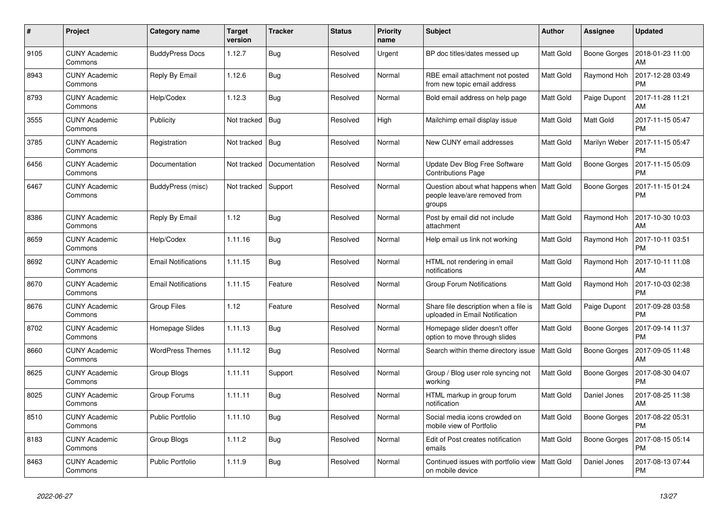| # | Project | Category name | Target version | Tracker | Status | Priority name | Subject | Author | Assignee | Updated |
|---|---|---|---|---|---|---|---|---|---|---|
| 9105 | CUNY Academic Commons | BuddyPress Docs | 1.12.7 | Bug | Resolved | Urgent | BP doc titles/dates messed up | Matt Gold | Boone Gorges | 2018-01-23 11:00 AM |
| 8943 | CUNY Academic Commons | Reply By Email | 1.12.6 | Bug | Resolved | Normal | RBE email attachment not posted from new topic email address | Matt Gold | Raymond Hoh | 2017-12-28 03:49 PM |
| 8793 | CUNY Academic Commons | Help/Codex | 1.12.3 | Bug | Resolved | Normal | Bold email address on help page | Matt Gold | Paige Dupont | 2017-11-28 11:21 AM |
| 3555 | CUNY Academic Commons | Publicity | Not tracked | Bug | Resolved | High | Mailchimp email display issue | Matt Gold | Matt Gold | 2017-11-15 05:47 PM |
| 3785 | CUNY Academic Commons | Registration | Not tracked | Bug | Resolved | Normal | New CUNY email addresses | Matt Gold | Marilyn Weber | 2017-11-15 05:47 PM |
| 6456 | CUNY Academic Commons | Documentation | Not tracked | Documentation | Resolved | Normal | Update Dev Blog Free Software Contributions Page | Matt Gold | Boone Gorges | 2017-11-15 05:09 PM |
| 6467 | CUNY Academic Commons | BuddyPress (misc) | Not tracked | Support | Resolved | Normal | Question about what happens when people leave/are removed from groups | Matt Gold | Boone Gorges | 2017-11-15 01:24 PM |
| 8386 | CUNY Academic Commons | Reply By Email | 1.12 | Bug | Resolved | Normal | Post by email did not include attachment | Matt Gold | Raymond Hoh | 2017-10-30 10:03 AM |
| 8659 | CUNY Academic Commons | Help/Codex | 1.11.16 | Bug | Resolved | Normal | Help email us link not working | Matt Gold | Raymond Hoh | 2017-10-11 03:51 PM |
| 8692 | CUNY Academic Commons | Email Notifications | 1.11.15 | Bug | Resolved | Normal | HTML not rendering in email notifications | Matt Gold | Raymond Hoh | 2017-10-11 11:08 AM |
| 8670 | CUNY Academic Commons | Email Notifications | 1.11.15 | Feature | Resolved | Normal | Group Forum Notifications | Matt Gold | Raymond Hoh | 2017-10-03 02:38 PM |
| 8676 | CUNY Academic Commons | Group Files | 1.12 | Feature | Resolved | Normal | Share file description when a file is uploaded in Email Notification | Matt Gold | Paige Dupont | 2017-09-28 03:58 PM |
| 8702 | CUNY Academic Commons | Homepage Slides | 1.11.13 | Bug | Resolved | Normal | Homepage slider doesn't offer option to move through slides | Matt Gold | Boone Gorges | 2017-09-14 11:37 PM |
| 8660 | CUNY Academic Commons | WordPress Themes | 1.11.12 | Bug | Resolved | Normal | Search within theme directory issue | Matt Gold | Boone Gorges | 2017-09-05 11:48 AM |
| 8625 | CUNY Academic Commons | Group Blogs | 1.11.11 | Support | Resolved | Normal | Group / Blog user role syncing not working | Matt Gold | Boone Gorges | 2017-08-30 04:07 PM |
| 8025 | CUNY Academic Commons | Group Forums | 1.11.11 | Bug | Resolved | Normal | HTML markup in group forum notification | Matt Gold | Daniel Jones | 2017-08-25 11:38 AM |
| 8510 | CUNY Academic Commons | Public Portfolio | 1.11.10 | Bug | Resolved | Normal | Social media icons crowded on mobile view of Portfolio | Matt Gold | Boone Gorges | 2017-08-22 05:31 PM |
| 8183 | CUNY Academic Commons | Group Blogs | 1.11.2 | Bug | Resolved | Normal | Edit of Post creates notification emails | Matt Gold | Boone Gorges | 2017-08-15 05:14 PM |
| 8463 | CUNY Academic Commons | Public Portfolio | 1.11.9 | Bug | Resolved | Normal | Continued issues with portfolio view on mobile device | Matt Gold | Daniel Jones | 2017-08-13 07:44 PM |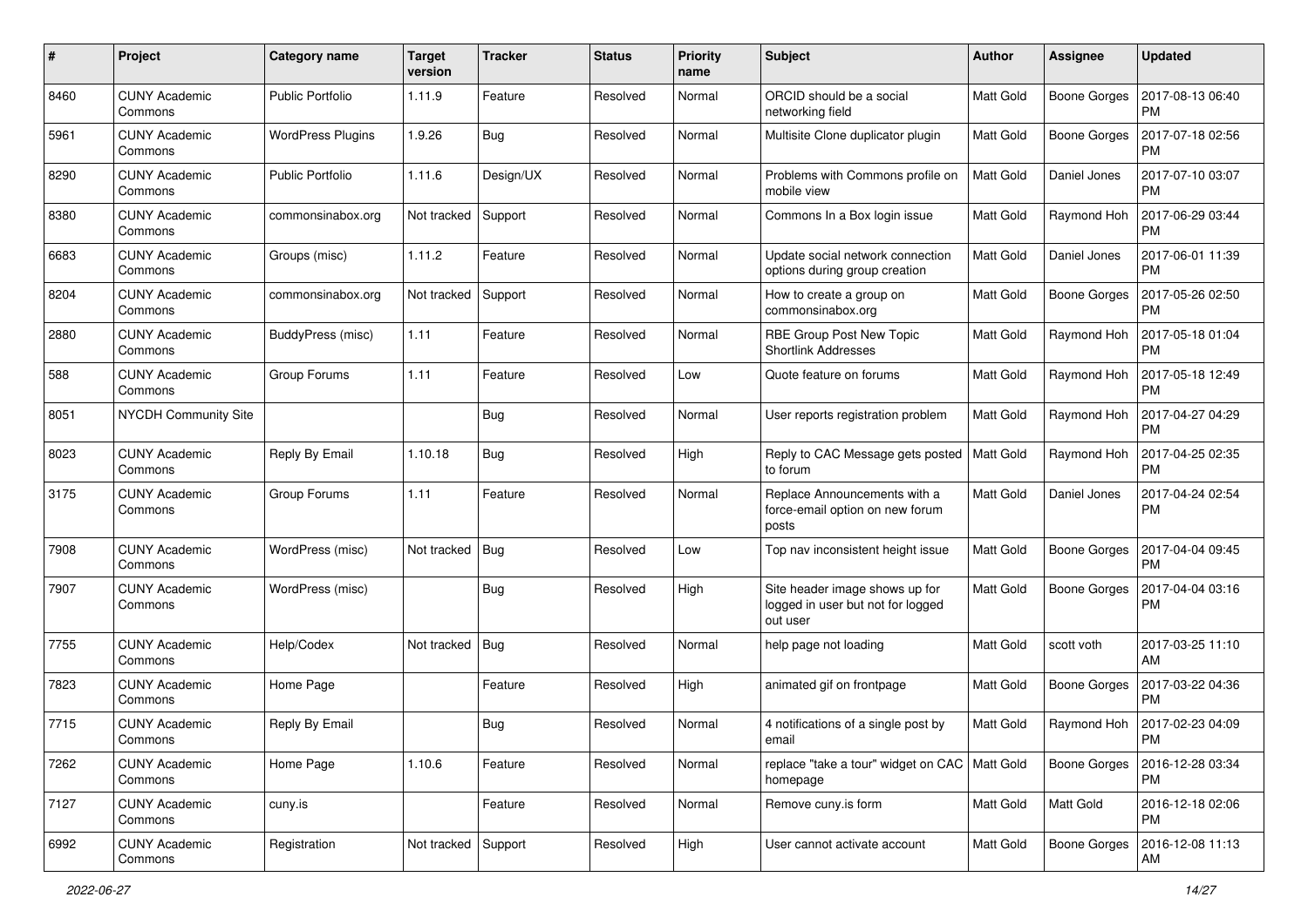| # | Project | Category name | Target version | Tracker | Status | Priority name | Subject | Author | Assignee | Updated |
|---|---|---|---|---|---|---|---|---|---|---|
| 8460 | CUNY Academic Commons | Public Portfolio | 1.11.9 | Feature | Resolved | Normal | ORCID should be a social networking field | Matt Gold | Boone Gorges | 2017-08-13 06:40 PM |
| 5961 | CUNY Academic Commons | WordPress Plugins | 1.9.26 | Bug | Resolved | Normal | Multisite Clone duplicator plugin | Matt Gold | Boone Gorges | 2017-07-18 02:56 PM |
| 8290 | CUNY Academic Commons | Public Portfolio | 1.11.6 | Design/UX | Resolved | Normal | Problems with Commons profile on mobile view | Matt Gold | Daniel Jones | 2017-07-10 03:07 PM |
| 8380 | CUNY Academic Commons | commonsinabox.org | Not tracked | Support | Resolved | Normal | Commons In a Box login issue | Matt Gold | Raymond Hoh | 2017-06-29 03:44 PM |
| 6683 | CUNY Academic Commons | Groups (misc) | 1.11.2 | Feature | Resolved | Normal | Update social network connection options during group creation | Matt Gold | Daniel Jones | 2017-06-01 11:39 PM |
| 8204 | CUNY Academic Commons | commonsinabox.org | Not tracked | Support | Resolved | Normal | How to create a group on commonsinabox.org | Matt Gold | Boone Gorges | 2017-05-26 02:50 PM |
| 2880 | CUNY Academic Commons | BuddyPress (misc) | 1.11 | Feature | Resolved | Normal | RBE Group Post New Topic Shortlink Addresses | Matt Gold | Raymond Hoh | 2017-05-18 01:04 PM |
| 588 | CUNY Academic Commons | Group Forums | 1.11 | Feature | Resolved | Low | Quote feature on forums | Matt Gold | Raymond Hoh | 2017-05-18 12:49 PM |
| 8051 | NYCDH Community Site | | | Bug | Resolved | Normal | User reports registration problem | Matt Gold | Raymond Hoh | 2017-04-27 04:29 PM |
| 8023 | CUNY Academic Commons | Reply By Email | 1.10.18 | Bug | Resolved | High | Reply to CAC Message gets posted to forum | Matt Gold | Raymond Hoh | 2017-04-25 02:35 PM |
| 3175 | CUNY Academic Commons | Group Forums | 1.11 | Feature | Resolved | Normal | Replace Announcements with a force-email option on new forum posts | Matt Gold | Daniel Jones | 2017-04-24 02:54 PM |
| 7908 | CUNY Academic Commons | WordPress (misc) | Not tracked | Bug | Resolved | Low | Top nav inconsistent height issue | Matt Gold | Boone Gorges | 2017-04-04 09:45 PM |
| 7907 | CUNY Academic Commons | WordPress (misc) | | Bug | Resolved | High | Site header image shows up for logged in user but not for logged out user | Matt Gold | Boone Gorges | 2017-04-04 03:16 PM |
| 7755 | CUNY Academic Commons | Help/Codex | Not tracked | Bug | Resolved | Normal | help page not loading | Matt Gold | scott voth | 2017-03-25 11:10 AM |
| 7823 | CUNY Academic Commons | Home Page | | Feature | Resolved | High | animated gif on frontpage | Matt Gold | Boone Gorges | 2017-03-22 04:36 PM |
| 7715 | CUNY Academic Commons | Reply By Email | | Bug | Resolved | Normal | 4 notifications of a single post by email | Matt Gold | Raymond Hoh | 2017-02-23 04:09 PM |
| 7262 | CUNY Academic Commons | Home Page | 1.10.6 | Feature | Resolved | Normal | replace "take a tour" widget on CAC homepage | Matt Gold | Boone Gorges | 2016-12-28 03:34 PM |
| 7127 | CUNY Academic Commons | cuny.is | | Feature | Resolved | Normal | Remove cuny.is form | Matt Gold | Matt Gold | 2016-12-18 02:06 PM |
| 6992 | CUNY Academic Commons | Registration | Not tracked | Support | Resolved | High | User cannot activate account | Matt Gold | Boone Gorges | 2016-12-08 11:13 AM |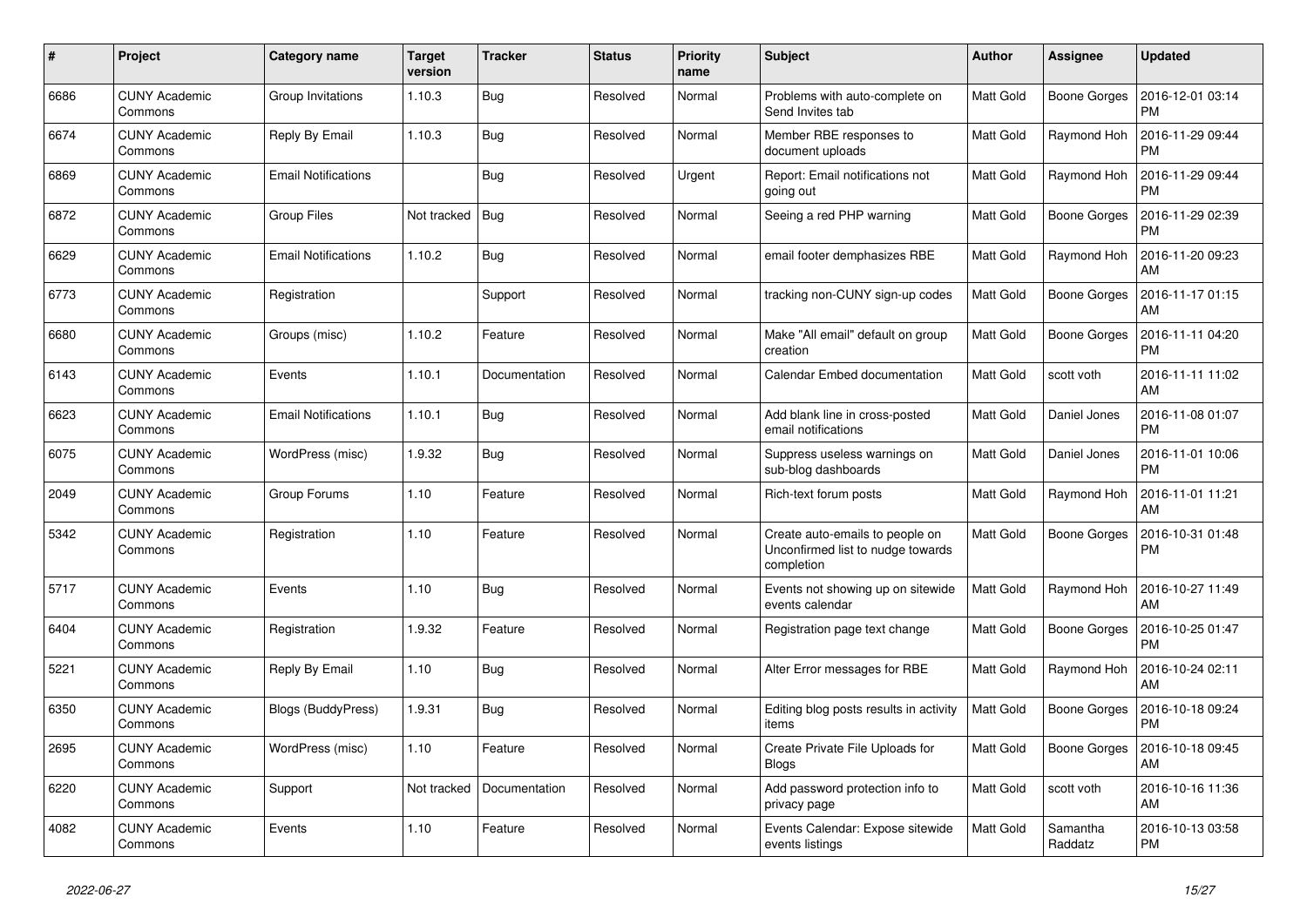| # | Project | Category name | Target version | Tracker | Status | Priority name | Subject | Author | Assignee | Updated |
|---|---|---|---|---|---|---|---|---|---|---|
| 6686 | CUNY Academic Commons | Group Invitations | 1.10.3 | Bug | Resolved | Normal | Problems with auto-complete on Send Invites tab | Matt Gold | Boone Gorges | 2016-12-01 03:14 PM |
| 6674 | CUNY Academic Commons | Reply By Email | 1.10.3 | Bug | Resolved | Normal | Member RBE responses to document uploads | Matt Gold | Raymond Hoh | 2016-11-29 09:44 PM |
| 6869 | CUNY Academic Commons | Email Notifications | | Bug | Resolved | Urgent | Report: Email notifications not going out | Matt Gold | Raymond Hoh | 2016-11-29 09:44 PM |
| 6872 | CUNY Academic Commons | Group Files | Not tracked | Bug | Resolved | Normal | Seeing a red PHP warning | Matt Gold | Boone Gorges | 2016-11-29 02:39 PM |
| 6629 | CUNY Academic Commons | Email Notifications | 1.10.2 | Bug | Resolved | Normal | email footer demphasizes RBE | Matt Gold | Raymond Hoh | 2016-11-20 09:23 AM |
| 6773 | CUNY Academic Commons | Registration | | Support | Resolved | Normal | tracking non-CUNY sign-up codes | Matt Gold | Boone Gorges | 2016-11-17 01:15 AM |
| 6680 | CUNY Academic Commons | Groups (misc) | 1.10.2 | Feature | Resolved | Normal | Make "All email" default on group creation | Matt Gold | Boone Gorges | 2016-11-11 04:20 PM |
| 6143 | CUNY Academic Commons | Events | 1.10.1 | Documentation | Resolved | Normal | Calendar Embed documentation | Matt Gold | scott voth | 2016-11-11 11:02 AM |
| 6623 | CUNY Academic Commons | Email Notifications | 1.10.1 | Bug | Resolved | Normal | Add blank line in cross-posted email notifications | Matt Gold | Daniel Jones | 2016-11-08 01:07 PM |
| 6075 | CUNY Academic Commons | WordPress (misc) | 1.9.32 | Bug | Resolved | Normal | Suppress useless warnings on sub-blog dashboards | Matt Gold | Daniel Jones | 2016-11-01 10:06 PM |
| 2049 | CUNY Academic Commons | Group Forums | 1.10 | Feature | Resolved | Normal | Rich-text forum posts | Matt Gold | Raymond Hoh | 2016-11-01 11:21 AM |
| 5342 | CUNY Academic Commons | Registration | 1.10 | Feature | Resolved | Normal | Create auto-emails to people on Unconfirmed list to nudge towards completion | Matt Gold | Boone Gorges | 2016-10-31 01:48 PM |
| 5717 | CUNY Academic Commons | Events | 1.10 | Bug | Resolved | Normal | Events not showing up on sitewide events calendar | Matt Gold | Raymond Hoh | 2016-10-27 11:49 AM |
| 6404 | CUNY Academic Commons | Registration | 1.9.32 | Feature | Resolved | Normal | Registration page text change | Matt Gold | Boone Gorges | 2016-10-25 01:47 PM |
| 5221 | CUNY Academic Commons | Reply By Email | 1.10 | Bug | Resolved | Normal | Alter Error messages for RBE | Matt Gold | Raymond Hoh | 2016-10-24 02:11 AM |
| 6350 | CUNY Academic Commons | Blogs (BuddyPress) | 1.9.31 | Bug | Resolved | Normal | Editing blog posts results in activity items | Matt Gold | Boone Gorges | 2016-10-18 09:24 PM |
| 2695 | CUNY Academic Commons | WordPress (misc) | 1.10 | Feature | Resolved | Normal | Create Private File Uploads for Blogs | Matt Gold | Boone Gorges | 2016-10-18 09:45 AM |
| 6220 | CUNY Academic Commons | Support | Not tracked | Documentation | Resolved | Normal | Add password protection info to privacy page | Matt Gold | scott voth | 2016-10-16 11:36 AM |
| 4082 | CUNY Academic Commons | Events | 1.10 | Feature | Resolved | Normal | Events Calendar: Expose sitewide events listings | Matt Gold | Samantha Raddatz | 2016-10-13 03:58 PM |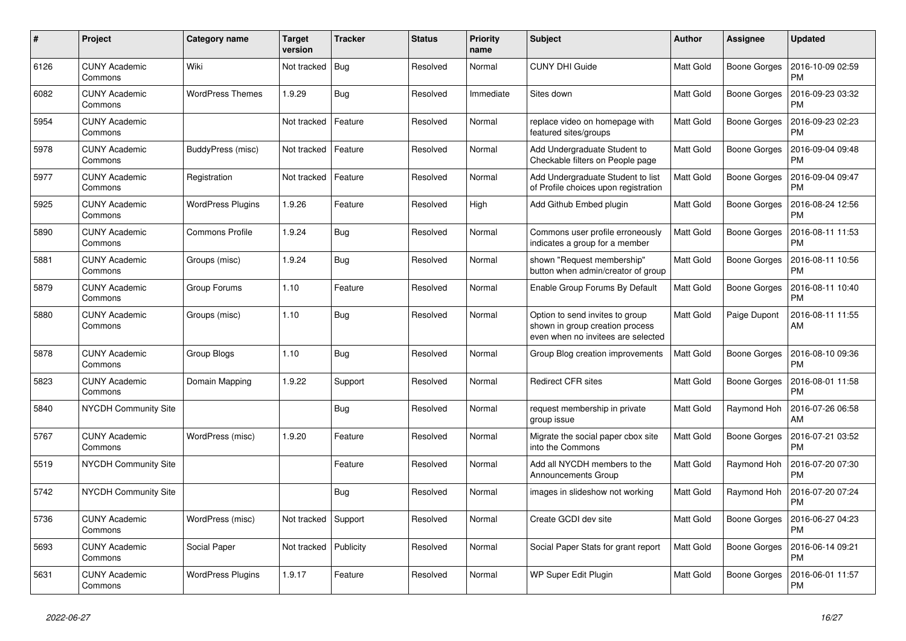| # | Project | Category name | Target version | Tracker | Status | Priority name | Subject | Author | Assignee | Updated |
|---|---|---|---|---|---|---|---|---|---|---|
| 6126 | CUNY Academic Commons | Wiki | Not tracked | Bug | Resolved | Normal | CUNY DHI Guide | Matt Gold | Boone Gorges | 2016-10-09 02:59 PM |
| 6082 | CUNY Academic Commons | WordPress Themes | 1.9.29 | Bug | Resolved | Immediate | Sites down | Matt Gold | Boone Gorges | 2016-09-23 03:32 PM |
| 5954 | CUNY Academic Commons | | Not tracked | Feature | Resolved | Normal | replace video on homepage with featured sites/groups | Matt Gold | Boone Gorges | 2016-09-23 02:23 PM |
| 5978 | CUNY Academic Commons | BuddyPress (misc) | Not tracked | Feature | Resolved | Normal | Add Undergraduate Student to Checkable filters on People page | Matt Gold | Boone Gorges | 2016-09-04 09:48 PM |
| 5977 | CUNY Academic Commons | Registration | Not tracked | Feature | Resolved | Normal | Add Undergraduate Student to list of Profile choices upon registration | Matt Gold | Boone Gorges | 2016-09-04 09:47 PM |
| 5925 | CUNY Academic Commons | WordPress Plugins | 1.9.26 | Feature | Resolved | High | Add Github Embed plugin | Matt Gold | Boone Gorges | 2016-08-24 12:56 PM |
| 5890 | CUNY Academic Commons | Commons Profile | 1.9.24 | Bug | Resolved | Normal | Commons user profile erroneously indicates a group for a member | Matt Gold | Boone Gorges | 2016-08-11 11:53 PM |
| 5881 | CUNY Academic Commons | Groups (misc) | 1.9.24 | Bug | Resolved | Normal | shown "Request membership" button when admin/creator of group | Matt Gold | Boone Gorges | 2016-08-11 10:56 PM |
| 5879 | CUNY Academic Commons | Group Forums | 1.10 | Feature | Resolved | Normal | Enable Group Forums By Default | Matt Gold | Boone Gorges | 2016-08-11 10:40 PM |
| 5880 | CUNY Academic Commons | Groups (misc) | 1.10 | Bug | Resolved | Normal | Option to send invites to group shown in group creation process even when no invitees are selected | Matt Gold | Paige Dupont | 2016-08-11 11:55 AM |
| 5878 | CUNY Academic Commons | Group Blogs | 1.10 | Bug | Resolved | Normal | Group Blog creation improvements | Matt Gold | Boone Gorges | 2016-08-10 09:36 PM |
| 5823 | CUNY Academic Commons | Domain Mapping | 1.9.22 | Support | Resolved | Normal | Redirect CFR sites | Matt Gold | Boone Gorges | 2016-08-01 11:58 PM |
| 5840 | NYCDH Community Site | | | Bug | Resolved | Normal | request membership in private group issue | Matt Gold | Raymond Hoh | 2016-07-26 06:58 AM |
| 5767 | CUNY Academic Commons | WordPress (misc) | 1.9.20 | Feature | Resolved | Normal | Migrate the social paper cbox site into the Commons | Matt Gold | Boone Gorges | 2016-07-21 03:52 PM |
| 5519 | NYCDH Community Site | | | Feature | Resolved | Normal | Add all NYCDH members to the Announcements Group | Matt Gold | Raymond Hoh | 2016-07-20 07:30 PM |
| 5742 | NYCDH Community Site | | | Bug | Resolved | Normal | images in slideshow not working | Matt Gold | Raymond Hoh | 2016-07-20 07:24 PM |
| 5736 | CUNY Academic Commons | WordPress (misc) | Not tracked | Support | Resolved | Normal | Create GCDI dev site | Matt Gold | Boone Gorges | 2016-06-27 04:23 PM |
| 5693 | CUNY Academic Commons | Social Paper | Not tracked | Publicity | Resolved | Normal | Social Paper Stats for grant report | Matt Gold | Boone Gorges | 2016-06-14 09:21 PM |
| 5631 | CUNY Academic Commons | WordPress Plugins | 1.9.17 | Feature | Resolved | Normal | WP Super Edit Plugin | Matt Gold | Boone Gorges | 2016-06-01 11:57 PM |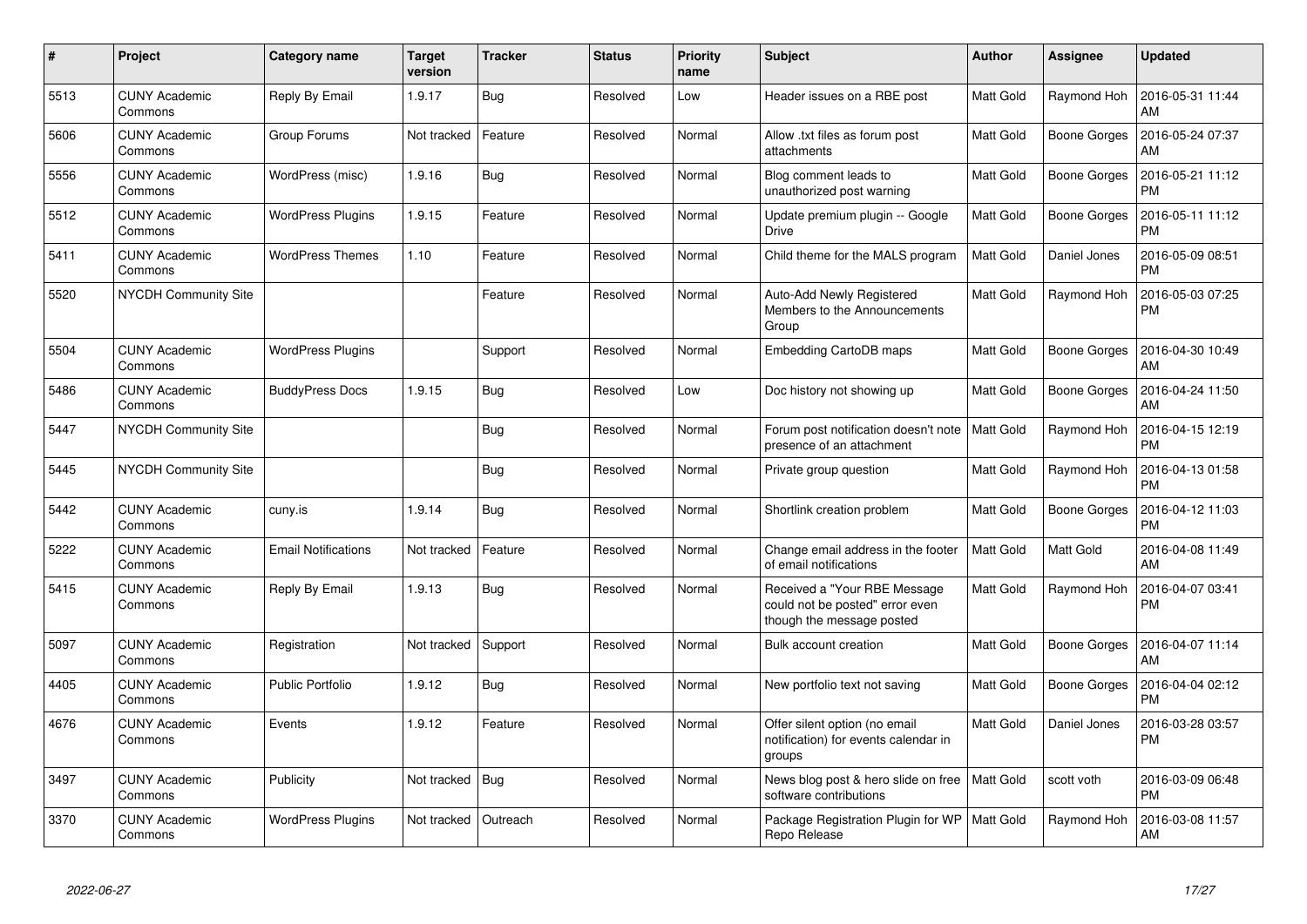| # | Project | Category name | Target version | Tracker | Status | Priority name | Subject | Author | Assignee | Updated |
|---|---|---|---|---|---|---|---|---|---|---|
| 5513 | CUNY Academic Commons | Reply By Email | 1.9.17 | Bug | Resolved | Low | Header issues on a RBE post | Matt Gold | Raymond Hoh | 2016-05-31 11:44 AM |
| 5606 | CUNY Academic Commons | Group Forums | Not tracked | Feature | Resolved | Normal | Allow .txt files as forum post attachments | Matt Gold | Boone Gorges | 2016-05-24 07:37 AM |
| 5556 | CUNY Academic Commons | WordPress (misc) | 1.9.16 | Bug | Resolved | Normal | Blog comment leads to unauthorized post warning | Matt Gold | Boone Gorges | 2016-05-21 11:12 PM |
| 5512 | CUNY Academic Commons | WordPress Plugins | 1.9.15 | Feature | Resolved | Normal | Update premium plugin -- Google Drive | Matt Gold | Boone Gorges | 2016-05-11 11:12 PM |
| 5411 | CUNY Academic Commons | WordPress Themes | 1.10 | Feature | Resolved | Normal | Child theme for the MALS program | Matt Gold | Daniel Jones | 2016-05-09 08:51 PM |
| 5520 | NYCDH Community Site | | | Feature | Resolved | Normal | Auto-Add Newly Registered Members to the Announcements Group | Matt Gold | Raymond Hoh | 2016-05-03 07:25 PM |
| 5504 | CUNY Academic Commons | WordPress Plugins | | Support | Resolved | Normal | Embedding CartoDB maps | Matt Gold | Boone Gorges | 2016-04-30 10:49 AM |
| 5486 | CUNY Academic Commons | BuddyPress Docs | 1.9.15 | Bug | Resolved | Low | Doc history not showing up | Matt Gold | Boone Gorges | 2016-04-24 11:50 AM |
| 5447 | NYCDH Community Site | | | Bug | Resolved | Normal | Forum post notification doesn't note presence of an attachment | Matt Gold | Raymond Hoh | 2016-04-15 12:19 PM |
| 5445 | NYCDH Community Site | | | Bug | Resolved | Normal | Private group question | Matt Gold | Raymond Hoh | 2016-04-13 01:58 PM |
| 5442 | CUNY Academic Commons | cuny.is | 1.9.14 | Bug | Resolved | Normal | Shortlink creation problem | Matt Gold | Boone Gorges | 2016-04-12 11:03 PM |
| 5222 | CUNY Academic Commons | Email Notifications | Not tracked | Feature | Resolved | Normal | Change email address in the footer of email notifications | Matt Gold | Matt Gold | 2016-04-08 11:49 AM |
| 5415 | CUNY Academic Commons | Reply By Email | 1.9.13 | Bug | Resolved | Normal | Received a "Your RBE Message could not be posted" error even though the message posted | Matt Gold | Raymond Hoh | 2016-04-07 03:41 PM |
| 5097 | CUNY Academic Commons | Registration | Not tracked | Support | Resolved | Normal | Bulk account creation | Matt Gold | Boone Gorges | 2016-04-07 11:14 AM |
| 4405 | CUNY Academic Commons | Public Portfolio | 1.9.12 | Bug | Resolved | Normal | New portfolio text not saving | Matt Gold | Boone Gorges | 2016-04-04 02:12 PM |
| 4676 | CUNY Academic Commons | Events | 1.9.12 | Feature | Resolved | Normal | Offer silent option (no email notification) for events calendar in groups | Matt Gold | Daniel Jones | 2016-03-28 03:57 PM |
| 3497 | CUNY Academic Commons | Publicity | Not tracked | Bug | Resolved | Normal | News blog post & hero slide on free software contributions | Matt Gold | scott voth | 2016-03-09 06:48 PM |
| 3370 | CUNY Academic Commons | WordPress Plugins | Not tracked | Outreach | Resolved | Normal | Package Registration Plugin for WP Repo Release | Matt Gold | Raymond Hoh | 2016-03-08 11:57 AM |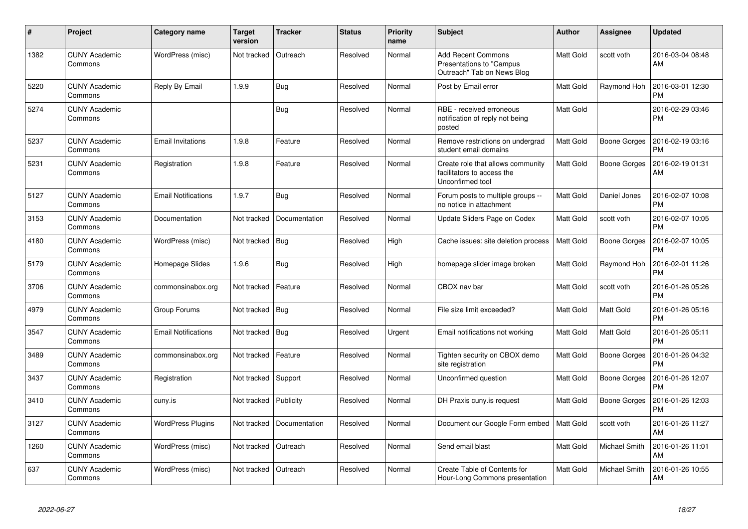| # | Project | Category name | Target version | Tracker | Status | Priority name | Subject | Author | Assignee | Updated |
|---|---|---|---|---|---|---|---|---|---|---|
| 1382 | CUNY Academic Commons | WordPress (misc) | Not tracked | Outreach | Resolved | Normal | Add Recent Commons Presentations to "Campus Outreach" Tab on News Blog | Matt Gold | scott voth | 2016-03-04 08:48 AM |
| 5220 | CUNY Academic Commons | Reply By Email | 1.9.9 | Bug | Resolved | Normal | Post by Email error | Matt Gold | Raymond Hoh | 2016-03-01 12:30 PM |
| 5274 | CUNY Academic Commons | | | Bug | Resolved | Normal | RBE - received erroneous notification of reply not being posted | Matt Gold | | 2016-02-29 03:46 PM |
| 5237 | CUNY Academic Commons | Email Invitations | 1.9.8 | Feature | Resolved | Normal | Remove restrictions on undergrad student email domains | Matt Gold | Boone Gorges | 2016-02-19 03:16 PM |
| 5231 | CUNY Academic Commons | Registration | 1.9.8 | Feature | Resolved | Normal | Create role that allows community facilitators to access the Unconfirmed tool | Matt Gold | Boone Gorges | 2016-02-19 01:31 AM |
| 5127 | CUNY Academic Commons | Email Notifications | 1.9.7 | Bug | Resolved | Normal | Forum posts to multiple groups -- no notice in attachment | Matt Gold | Daniel Jones | 2016-02-07 10:08 PM |
| 3153 | CUNY Academic Commons | Documentation | Not tracked | Documentation | Resolved | Normal | Update Sliders Page on Codex | Matt Gold | scott voth | 2016-02-07 10:05 PM |
| 4180 | CUNY Academic Commons | WordPress (misc) | Not tracked | Bug | Resolved | High | Cache issues: site deletion process | Matt Gold | Boone Gorges | 2016-02-07 10:05 PM |
| 5179 | CUNY Academic Commons | Homepage Slides | 1.9.6 | Bug | Resolved | High | homepage slider image broken | Matt Gold | Raymond Hoh | 2016-02-01 11:26 PM |
| 3706 | CUNY Academic Commons | commonsinabox.org | Not tracked | Feature | Resolved | Normal | CBOX nav bar | Matt Gold | scott voth | 2016-01-26 05:26 PM |
| 4979 | CUNY Academic Commons | Group Forums | Not tracked | Bug | Resolved | Normal | File size limit exceeded? | Matt Gold | Matt Gold | 2016-01-26 05:16 PM |
| 3547 | CUNY Academic Commons | Email Notifications | Not tracked | Bug | Resolved | Urgent | Email notifications not working | Matt Gold | Matt Gold | 2016-01-26 05:11 PM |
| 3489 | CUNY Academic Commons | commonsinabox.org | Not tracked | Feature | Resolved | Normal | Tighten security on CBOX demo site registration | Matt Gold | Boone Gorges | 2016-01-26 04:32 PM |
| 3437 | CUNY Academic Commons | Registration | Not tracked | Support | Resolved | Normal | Unconfirmed question | Matt Gold | Boone Gorges | 2016-01-26 12:07 PM |
| 3410 | CUNY Academic Commons | cuny.is | Not tracked | Publicity | Resolved | Normal | DH Praxis cuny.is request | Matt Gold | Boone Gorges | 2016-01-26 12:03 PM |
| 3127 | CUNY Academic Commons | WordPress Plugins | Not tracked | Documentation | Resolved | Normal | Document our Google Form embed | Matt Gold | scott voth | 2016-01-26 11:27 AM |
| 1260 | CUNY Academic Commons | WordPress (misc) | Not tracked | Outreach | Resolved | Normal | Send email blast | Matt Gold | Michael Smith | 2016-01-26 11:01 AM |
| 637 | CUNY Academic Commons | WordPress (misc) | Not tracked | Outreach | Resolved | Normal | Create Table of Contents for Hour-Long Commons presentation | Matt Gold | Michael Smith | 2016-01-26 10:55 AM |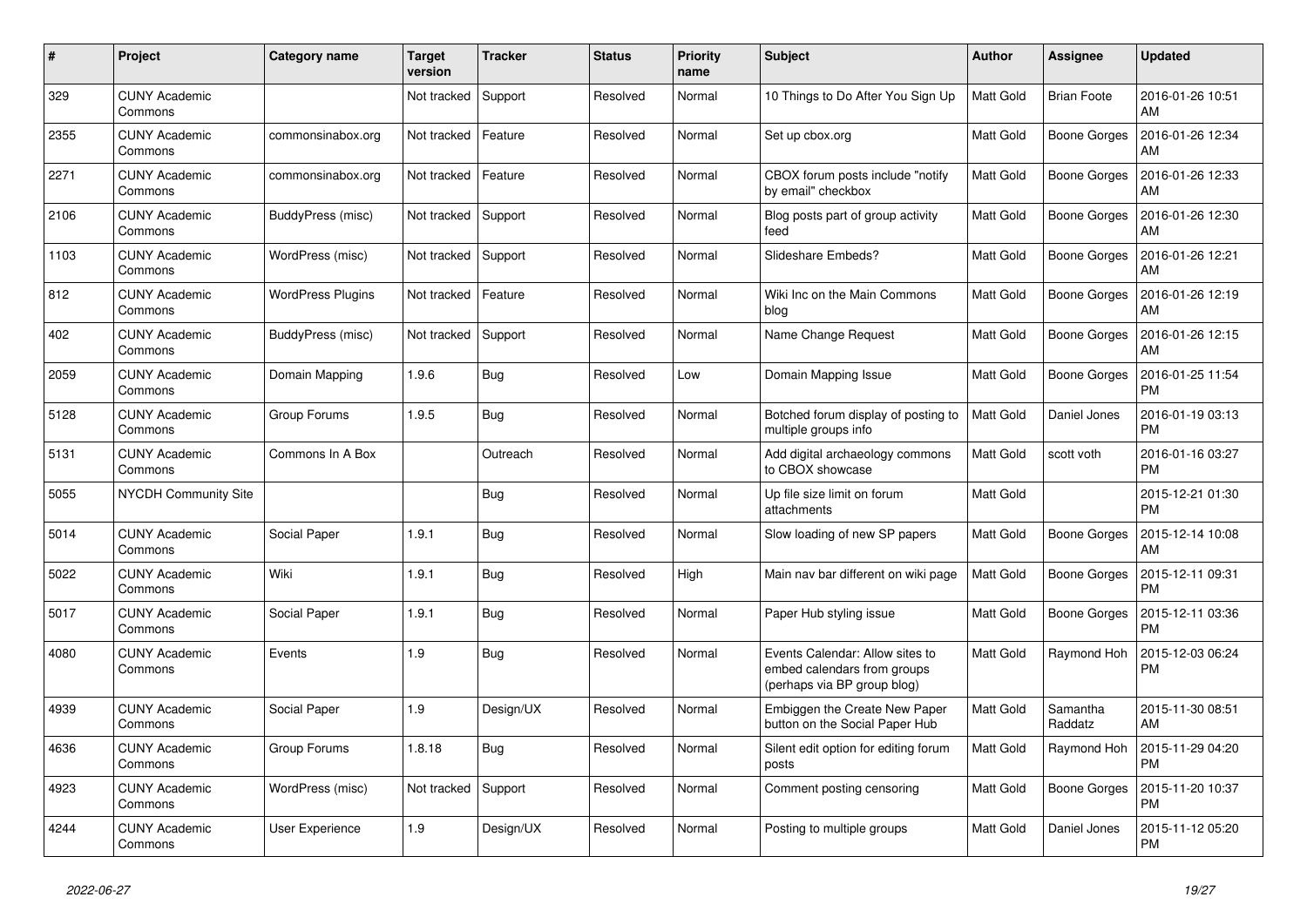| # | Project | Category name | Target version | Tracker | Status | Priority name | Subject | Author | Assignee | Updated |
|---|---|---|---|---|---|---|---|---|---|---|
| 329 | CUNY Academic Commons | | Not tracked | Support | Resolved | Normal | 10 Things to Do After You Sign Up | Matt Gold | Brian Foote | 2016-01-26 10:51 AM |
| 2355 | CUNY Academic Commons | commonsinabox.org | Not tracked | Feature | Resolved | Normal | Set up cbox.org | Matt Gold | Boone Gorges | 2016-01-26 12:34 AM |
| 2271 | CUNY Academic Commons | commonsinabox.org | Not tracked | Feature | Resolved | Normal | CBOX forum posts include "notify by email" checkbox | Matt Gold | Boone Gorges | 2016-01-26 12:33 AM |
| 2106 | CUNY Academic Commons | BuddyPress (misc) | Not tracked | Support | Resolved | Normal | Blog posts part of group activity feed | Matt Gold | Boone Gorges | 2016-01-26 12:30 AM |
| 1103 | CUNY Academic Commons | WordPress (misc) | Not tracked | Support | Resolved | Normal | Slideshare Embeds? | Matt Gold | Boone Gorges | 2016-01-26 12:21 AM |
| 812 | CUNY Academic Commons | WordPress Plugins | Not tracked | Feature | Resolved | Normal | Wiki Inc on the Main Commons blog | Matt Gold | Boone Gorges | 2016-01-26 12:19 AM |
| 402 | CUNY Academic Commons | BuddyPress (misc) | Not tracked | Support | Resolved | Normal | Name Change Request | Matt Gold | Boone Gorges | 2016-01-26 12:15 AM |
| 2059 | CUNY Academic Commons | Domain Mapping | 1.9.6 | Bug | Resolved | Low | Domain Mapping Issue | Matt Gold | Boone Gorges | 2016-01-25 11:54 PM |
| 5128 | CUNY Academic Commons | Group Forums | 1.9.5 | Bug | Resolved | Normal | Botched forum display of posting to multiple groups info | Matt Gold | Daniel Jones | 2016-01-19 03:13 PM |
| 5131 | CUNY Academic Commons | Commons In A Box | | Outreach | Resolved | Normal | Add digital archaeology commons to CBOX showcase | Matt Gold | scott voth | 2016-01-16 03:27 PM |
| 5055 | NYCDH Community Site | | | Bug | Resolved | Normal | Up file size limit on forum attachments | Matt Gold | | 2015-12-21 01:30 PM |
| 5014 | CUNY Academic Commons | Social Paper | 1.9.1 | Bug | Resolved | Normal | Slow loading of new SP papers | Matt Gold | Boone Gorges | 2015-12-14 10:08 AM |
| 5022 | CUNY Academic Commons | Wiki | 1.9.1 | Bug | Resolved | High | Main nav bar different on wiki page | Matt Gold | Boone Gorges | 2015-12-11 09:31 PM |
| 5017 | CUNY Academic Commons | Social Paper | 1.9.1 | Bug | Resolved | Normal | Paper Hub styling issue | Matt Gold | Boone Gorges | 2015-12-11 03:36 PM |
| 4080 | CUNY Academic Commons | Events | 1.9 | Bug | Resolved | Normal | Events Calendar: Allow sites to embed calendars from groups (perhaps via BP group blog) | Matt Gold | Raymond Hoh | 2015-12-03 06:24 PM |
| 4939 | CUNY Academic Commons | Social Paper | 1.9 | Design/UX | Resolved | Normal | Embiggen the Create New Paper button on the Social Paper Hub | Matt Gold | Samantha Raddatz | 2015-11-30 08:51 AM |
| 4636 | CUNY Academic Commons | Group Forums | 1.8.18 | Bug | Resolved | Normal | Silent edit option for editing forum posts | Matt Gold | Raymond Hoh | 2015-11-29 04:20 PM |
| 4923 | CUNY Academic Commons | WordPress (misc) | Not tracked | Support | Resolved | Normal | Comment posting censoring | Matt Gold | Boone Gorges | 2015-11-20 10:37 PM |
| 4244 | CUNY Academic Commons | User Experience | 1.9 | Design/UX | Resolved | Normal | Posting to multiple groups | Matt Gold | Daniel Jones | 2015-11-12 05:20 PM |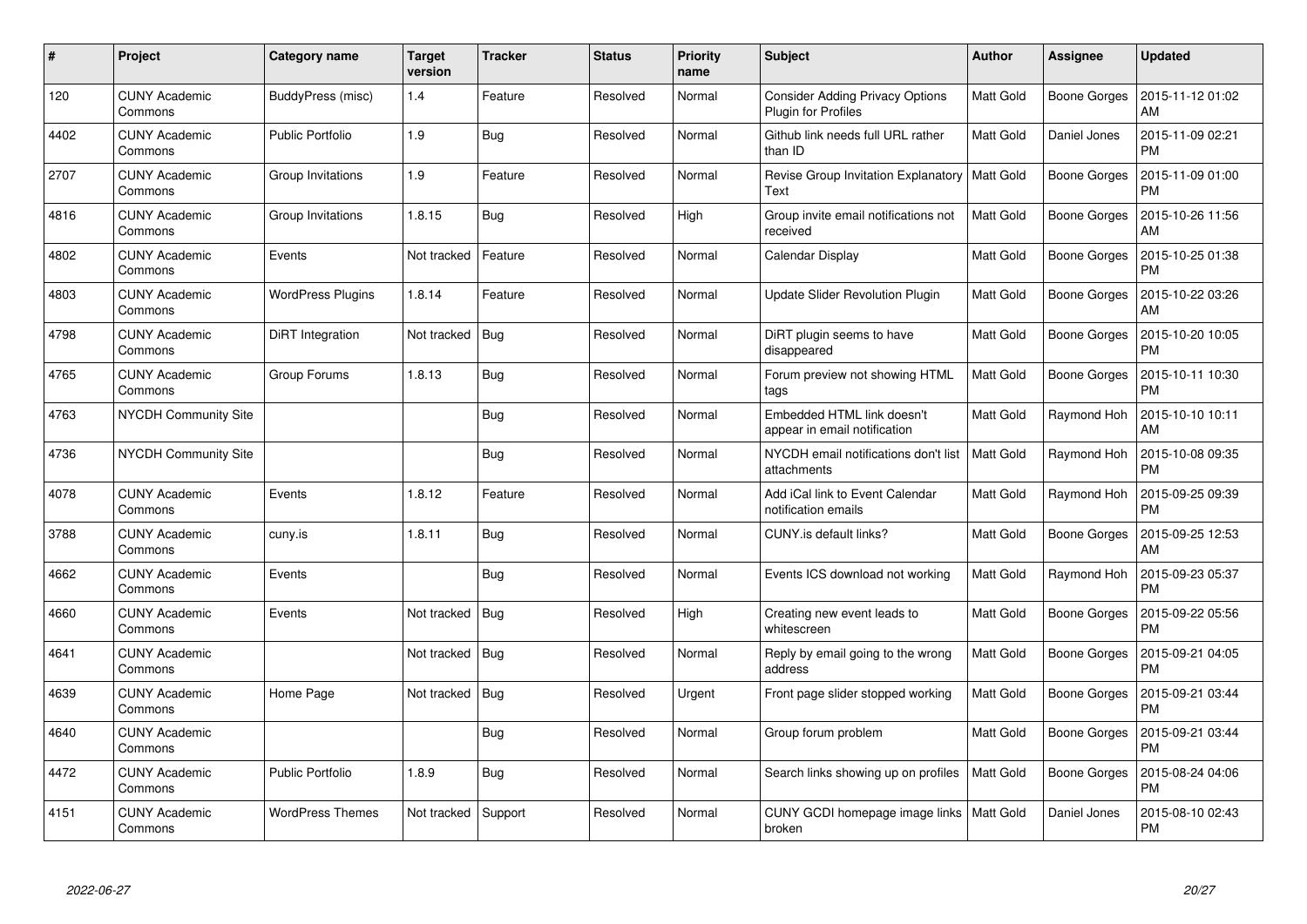| # | Project | Category name | Target version | Tracker | Status | Priority name | Subject | Author | Assignee | Updated |
|---|---|---|---|---|---|---|---|---|---|---|
| 120 | CUNY Academic Commons | BuddyPress (misc) | 1.4 | Feature | Resolved | Normal | Consider Adding Privacy Options Plugin for Profiles | Matt Gold | Boone Gorges | 2015-11-12 01:02 AM |
| 4402 | CUNY Academic Commons | Public Portfolio | 1.9 | Bug | Resolved | Normal | Github link needs full URL rather than ID | Matt Gold | Daniel Jones | 2015-11-09 02:21 PM |
| 2707 | CUNY Academic Commons | Group Invitations | 1.9 | Feature | Resolved | Normal | Revise Group Invitation Explanatory Text | Matt Gold | Boone Gorges | 2015-11-09 01:00 PM |
| 4816 | CUNY Academic Commons | Group Invitations | 1.8.15 | Bug | Resolved | High | Group invite email notifications not received | Matt Gold | Boone Gorges | 2015-10-26 11:56 AM |
| 4802 | CUNY Academic Commons | Events | Not tracked | Feature | Resolved | Normal | Calendar Display | Matt Gold | Boone Gorges | 2015-10-25 01:38 PM |
| 4803 | CUNY Academic Commons | WordPress Plugins | 1.8.14 | Feature | Resolved | Normal | Update Slider Revolution Plugin | Matt Gold | Boone Gorges | 2015-10-22 03:26 AM |
| 4798 | CUNY Academic Commons | DiRT Integration | Not tracked | Bug | Resolved | Normal | DiRT plugin seems to have disappeared | Matt Gold | Boone Gorges | 2015-10-20 10:05 PM |
| 4765 | CUNY Academic Commons | Group Forums | 1.8.13 | Bug | Resolved | Normal | Forum preview not showing HTML tags | Matt Gold | Boone Gorges | 2015-10-11 10:30 PM |
| 4763 | NYCDH Community Site | | | Bug | Resolved | Normal | Embedded HTML link doesn't appear in email notification | Matt Gold | Raymond Hoh | 2015-10-10 10:11 AM |
| 4736 | NYCDH Community Site | | | Bug | Resolved | Normal | NYCDH email notifications don't list attachments | Matt Gold | Raymond Hoh | 2015-10-08 09:35 PM |
| 4078 | CUNY Academic Commons | Events | 1.8.12 | Feature | Resolved | Normal | Add iCal link to Event Calendar notification emails | Matt Gold | Raymond Hoh | 2015-09-25 09:39 PM |
| 3788 | CUNY Academic Commons | cuny.is | 1.8.11 | Bug | Resolved | Normal | CUNY.is default links? | Matt Gold | Boone Gorges | 2015-09-25 12:53 AM |
| 4662 | CUNY Academic Commons | Events | | Bug | Resolved | Normal | Events ICS download not working | Matt Gold | Raymond Hoh | 2015-09-23 05:37 PM |
| 4660 | CUNY Academic Commons | Events | Not tracked | Bug | Resolved | High | Creating new event leads to whitescreen | Matt Gold | Boone Gorges | 2015-09-22 05:56 PM |
| 4641 | CUNY Academic Commons | | Not tracked | Bug | Resolved | Normal | Reply by email going to the wrong address | Matt Gold | Boone Gorges | 2015-09-21 04:05 PM |
| 4639 | CUNY Academic Commons | Home Page | Not tracked | Bug | Resolved | Urgent | Front page slider stopped working | Matt Gold | Boone Gorges | 2015-09-21 03:44 PM |
| 4640 | CUNY Academic Commons | | | Bug | Resolved | Normal | Group forum problem | Matt Gold | Boone Gorges | 2015-09-21 03:44 PM |
| 4472 | CUNY Academic Commons | Public Portfolio | 1.8.9 | Bug | Resolved | Normal | Search links showing up on profiles | Matt Gold | Boone Gorges | 2015-08-24 04:06 PM |
| 4151 | CUNY Academic Commons | WordPress Themes | Not tracked | Support | Resolved | Normal | CUNY GCDI homepage image links broken | Matt Gold | Daniel Jones | 2015-08-10 02:43 PM |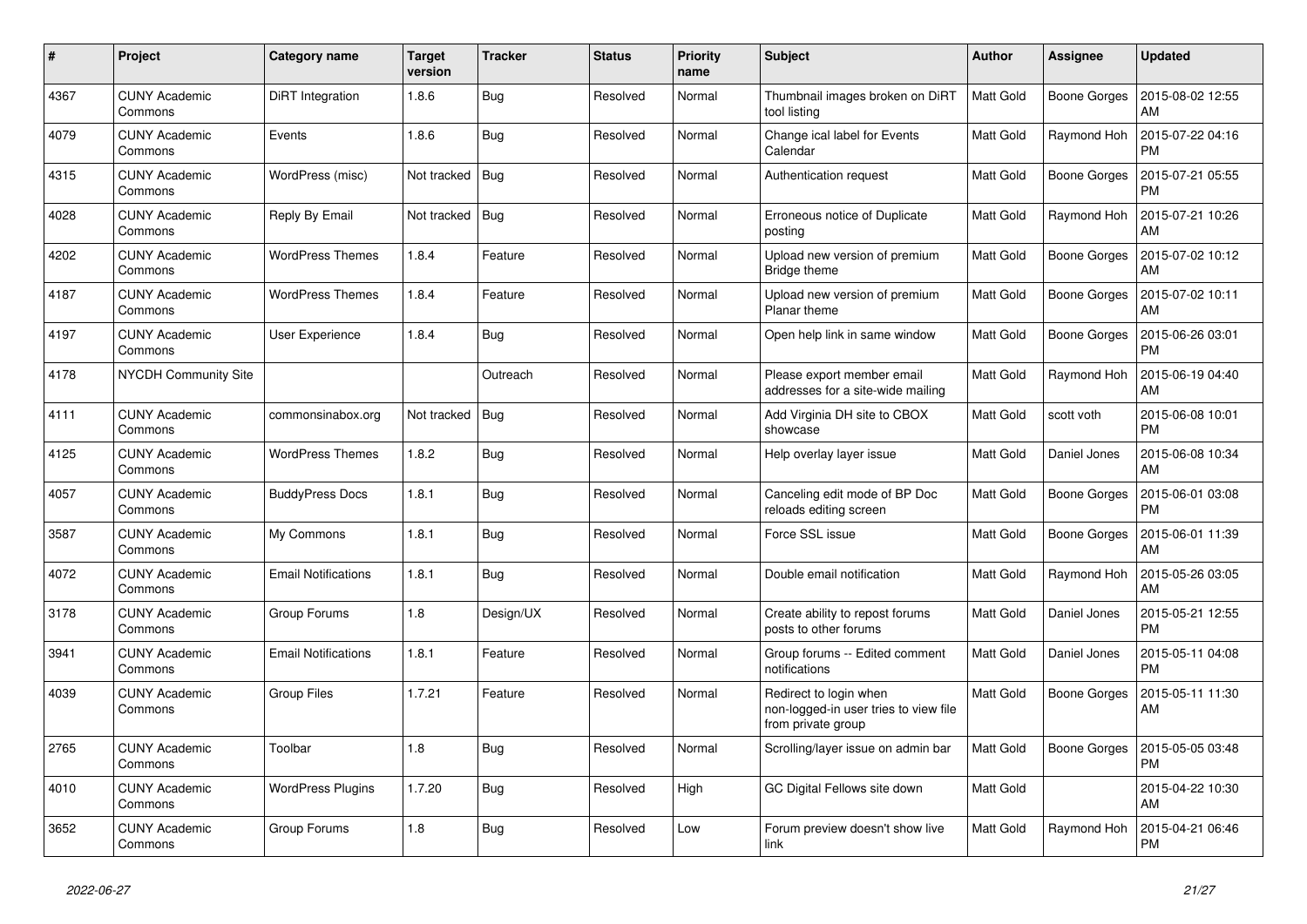| # | Project | Category name | Target version | Tracker | Status | Priority name | Subject | Author | Assignee | Updated |
|---|---|---|---|---|---|---|---|---|---|---|
| 4367 | CUNY Academic Commons | DiRT Integration | 1.8.6 | Bug | Resolved | Normal | Thumbnail images broken on DiRT tool listing | Matt Gold | Boone Gorges | 2015-08-02 12:55 AM |
| 4079 | CUNY Academic Commons | Events | 1.8.6 | Bug | Resolved | Normal | Change ical label for Events Calendar | Matt Gold | Raymond Hoh | 2015-07-22 04:16 PM |
| 4315 | CUNY Academic Commons | WordPress (misc) | Not tracked | Bug | Resolved | Normal | Authentication request | Matt Gold | Boone Gorges | 2015-07-21 05:55 PM |
| 4028 | CUNY Academic Commons | Reply By Email | Not tracked | Bug | Resolved | Normal | Erroneous notice of Duplicate posting | Matt Gold | Raymond Hoh | 2015-07-21 10:26 AM |
| 4202 | CUNY Academic Commons | WordPress Themes | 1.8.4 | Feature | Resolved | Normal | Upload new version of premium Bridge theme | Matt Gold | Boone Gorges | 2015-07-02 10:12 AM |
| 4187 | CUNY Academic Commons | WordPress Themes | 1.8.4 | Feature | Resolved | Normal | Upload new version of premium Planar theme | Matt Gold | Boone Gorges | 2015-07-02 10:11 AM |
| 4197 | CUNY Academic Commons | User Experience | 1.8.4 | Bug | Resolved | Normal | Open help link in same window | Matt Gold | Boone Gorges | 2015-06-26 03:01 PM |
| 4178 | NYCDH Community Site | | | Outreach | Resolved | Normal | Please export member email addresses for a site-wide mailing | Matt Gold | Raymond Hoh | 2015-06-19 04:40 AM |
| 4111 | CUNY Academic Commons | commonsinabox.org | Not tracked | Bug | Resolved | Normal | Add Virginia DH site to CBOX showcase | Matt Gold | scott voth | 2015-06-08 10:01 PM |
| 4125 | CUNY Academic Commons | WordPress Themes | 1.8.2 | Bug | Resolved | Normal | Help overlay layer issue | Matt Gold | Daniel Jones | 2015-06-08 10:34 AM |
| 4057 | CUNY Academic Commons | BuddyPress Docs | 1.8.1 | Bug | Resolved | Normal | Canceling edit mode of BP Doc reloads editing screen | Matt Gold | Boone Gorges | 2015-06-01 03:08 PM |
| 3587 | CUNY Academic Commons | My Commons | 1.8.1 | Bug | Resolved | Normal | Force SSL issue | Matt Gold | Boone Gorges | 2015-06-01 11:39 AM |
| 4072 | CUNY Academic Commons | Email Notifications | 1.8.1 | Bug | Resolved | Normal | Double email notification | Matt Gold | Raymond Hoh | 2015-05-26 03:05 AM |
| 3178 | CUNY Academic Commons | Group Forums | 1.8 | Design/UX | Resolved | Normal | Create ability to repost forums posts to other forums | Matt Gold | Daniel Jones | 2015-05-21 12:55 PM |
| 3941 | CUNY Academic Commons | Email Notifications | 1.8.1 | Feature | Resolved | Normal | Group forums -- Edited comment notifications | Matt Gold | Daniel Jones | 2015-05-11 04:08 PM |
| 4039 | CUNY Academic Commons | Group Files | 1.7.21 | Feature | Resolved | Normal | Redirect to login when non-logged-in user tries to view file from private group | Matt Gold | Boone Gorges | 2015-05-11 11:30 AM |
| 2765 | CUNY Academic Commons | Toolbar | 1.8 | Bug | Resolved | Normal | Scrolling/layer issue on admin bar | Matt Gold | Boone Gorges | 2015-05-05 03:48 PM |
| 4010 | CUNY Academic Commons | WordPress Plugins | 1.7.20 | Bug | Resolved | High | GC Digital Fellows site down | Matt Gold | | 2015-04-22 10:30 AM |
| 3652 | CUNY Academic Commons | Group Forums | 1.8 | Bug | Resolved | Low | Forum preview doesn't show live link | Matt Gold | Raymond Hoh | 2015-04-21 06:46 PM |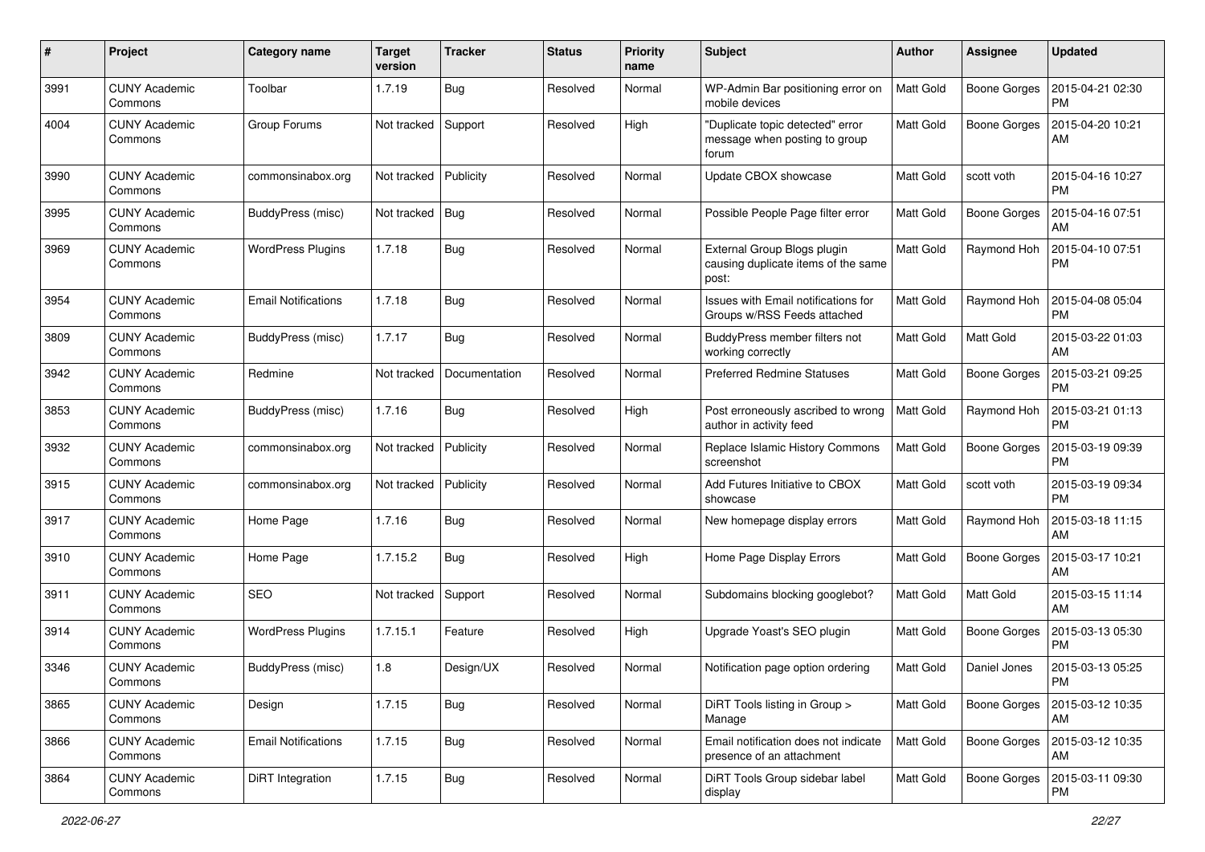| # | Project | Category name | Target version | Tracker | Status | Priority name | Subject | Author | Assignee | Updated |
|---|---|---|---|---|---|---|---|---|---|---|
| 3991 | CUNY Academic Commons | Toolbar | 1.7.19 | Bug | Resolved | Normal | WP-Admin Bar positioning error on mobile devices | Matt Gold | Boone Gorges | 2015-04-21 02:30 PM |
| 4004 | CUNY Academic Commons | Group Forums | Not tracked | Support | Resolved | High | "Duplicate topic detected" error message when posting to group forum | Matt Gold | Boone Gorges | 2015-04-20 10:21 AM |
| 3990 | CUNY Academic Commons | commonsinabox.org | Not tracked | Publicity | Resolved | Normal | Update CBOX showcase | Matt Gold | scott voth | 2015-04-16 10:27 PM |
| 3995 | CUNY Academic Commons | BuddyPress (misc) | Not tracked | Bug | Resolved | Normal | Possible People Page filter error | Matt Gold | Boone Gorges | 2015-04-16 07:51 AM |
| 3969 | CUNY Academic Commons | WordPress Plugins | 1.7.18 | Bug | Resolved | Normal | External Group Blogs plugin causing duplicate items of the same post: | Matt Gold | Raymond Hoh | 2015-04-10 07:51 PM |
| 3954 | CUNY Academic Commons | Email Notifications | 1.7.18 | Bug | Resolved | Normal | Issues with Email notifications for Groups w/RSS Feeds attached | Matt Gold | Raymond Hoh | 2015-04-08 05:04 PM |
| 3809 | CUNY Academic Commons | BuddyPress (misc) | 1.7.17 | Bug | Resolved | Normal | BuddyPress member filters not working correctly | Matt Gold | Matt Gold | 2015-03-22 01:03 AM |
| 3942 | CUNY Academic Commons | Redmine | Not tracked | Documentation | Resolved | Normal | Preferred Redmine Statuses | Matt Gold | Boone Gorges | 2015-03-21 09:25 PM |
| 3853 | CUNY Academic Commons | BuddyPress (misc) | 1.7.16 | Bug | Resolved | High | Post erroneously ascribed to wrong author in activity feed | Matt Gold | Raymond Hoh | 2015-03-21 01:13 PM |
| 3932 | CUNY Academic Commons | commonsinabox.org | Not tracked | Publicity | Resolved | Normal | Replace Islamic History Commons screenshot | Matt Gold | Boone Gorges | 2015-03-19 09:39 PM |
| 3915 | CUNY Academic Commons | commonsinabox.org | Not tracked | Publicity | Resolved | Normal | Add Futures Initiative to CBOX showcase | Matt Gold | scott voth | 2015-03-19 09:34 PM |
| 3917 | CUNY Academic Commons | Home Page | 1.7.16 | Bug | Resolved | Normal | New homepage display errors | Matt Gold | Raymond Hoh | 2015-03-18 11:15 AM |
| 3910 | CUNY Academic Commons | Home Page | 1.7.15.2 | Bug | Resolved | High | Home Page Display Errors | Matt Gold | Boone Gorges | 2015-03-17 10:21 AM |
| 3911 | CUNY Academic Commons | SEO | Not tracked | Support | Resolved | Normal | Subdomains blocking googlebot? | Matt Gold | Matt Gold | 2015-03-15 11:14 AM |
| 3914 | CUNY Academic Commons | WordPress Plugins | 1.7.15.1 | Feature | Resolved | High | Upgrade Yoast's SEO plugin | Matt Gold | Boone Gorges | 2015-03-13 05:30 PM |
| 3346 | CUNY Academic Commons | BuddyPress (misc) | 1.8 | Design/UX | Resolved | Normal | Notification page option ordering | Matt Gold | Daniel Jones | 2015-03-13 05:25 PM |
| 3865 | CUNY Academic Commons | Design | 1.7.15 | Bug | Resolved | Normal | DiRT Tools listing in Group > Manage | Matt Gold | Boone Gorges | 2015-03-12 10:35 AM |
| 3866 | CUNY Academic Commons | Email Notifications | 1.7.15 | Bug | Resolved | Normal | Email notification does not indicate presence of an attachment | Matt Gold | Boone Gorges | 2015-03-12 10:35 AM |
| 3864 | CUNY Academic Commons | DiRT Integration | 1.7.15 | Bug | Resolved | Normal | DiRT Tools Group sidebar label display | Matt Gold | Boone Gorges | 2015-03-11 09:30 PM |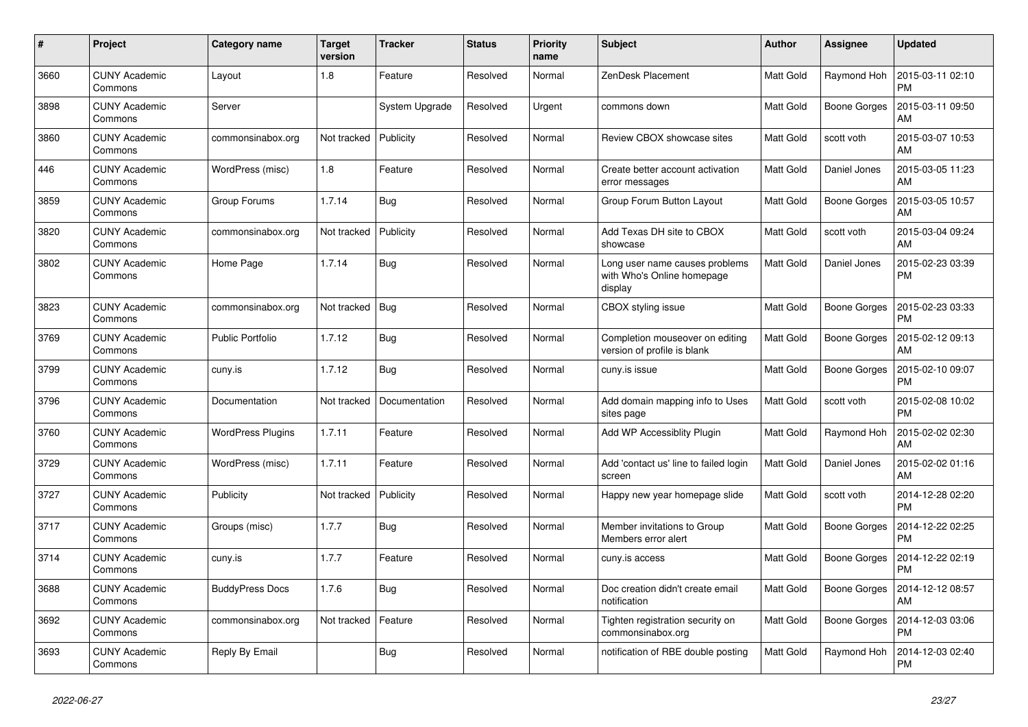| # | Project | Category name | Target version | Tracker | Status | Priority name | Subject | Author | Assignee | Updated |
|---|---|---|---|---|---|---|---|---|---|---|
| 3660 | CUNY Academic Commons | Layout | 1.8 | Feature | Resolved | Normal | ZenDesk Placement | Matt Gold | Raymond Hoh | 2015-03-11 02:10 PM |
| 3898 | CUNY Academic Commons | Server | | System Upgrade | Resolved | Urgent | commons down | Matt Gold | Boone Gorges | 2015-03-11 09:50 AM |
| 3860 | CUNY Academic Commons | commonsinabox.org | Not tracked | Publicity | Resolved | Normal | Review CBOX showcase sites | Matt Gold | scott voth | 2015-03-07 10:53 AM |
| 446 | CUNY Academic Commons | WordPress (misc) | 1.8 | Feature | Resolved | Normal | Create better account activation error messages | Matt Gold | Daniel Jones | 2015-03-05 11:23 AM |
| 3859 | CUNY Academic Commons | Group Forums | 1.7.14 | Bug | Resolved | Normal | Group Forum Button Layout | Matt Gold | Boone Gorges | 2015-03-05 10:57 AM |
| 3820 | CUNY Academic Commons | commonsinabox.org | Not tracked | Publicity | Resolved | Normal | Add Texas DH site to CBOX showcase | Matt Gold | scott voth | 2015-03-04 09:24 AM |
| 3802 | CUNY Academic Commons | Home Page | 1.7.14 | Bug | Resolved | Normal | Long user name causes problems with Who's Online homepage display | Matt Gold | Daniel Jones | 2015-02-23 03:39 PM |
| 3823 | CUNY Academic Commons | commonsinabox.org | Not tracked | Bug | Resolved | Normal | CBOX styling issue | Matt Gold | Boone Gorges | 2015-02-23 03:33 PM |
| 3769 | CUNY Academic Commons | Public Portfolio | 1.7.12 | Bug | Resolved | Normal | Completion mouseover on editing version of profile is blank | Matt Gold | Boone Gorges | 2015-02-12 09:13 AM |
| 3799 | CUNY Academic Commons | cuny.is | 1.7.12 | Bug | Resolved | Normal | cuny.is issue | Matt Gold | Boone Gorges | 2015-02-10 09:07 PM |
| 3796 | CUNY Academic Commons | Documentation | Not tracked | Documentation | Resolved | Normal | Add domain mapping info to Uses sites page | Matt Gold | scott voth | 2015-02-08 10:02 PM |
| 3760 | CUNY Academic Commons | WordPress Plugins | 1.7.11 | Feature | Resolved | Normal | Add WP Accessiblity Plugin | Matt Gold | Raymond Hoh | 2015-02-02 02:30 AM |
| 3729 | CUNY Academic Commons | WordPress (misc) | 1.7.11 | Feature | Resolved | Normal | Add 'contact us' line to failed login screen | Matt Gold | Daniel Jones | 2015-02-02 01:16 AM |
| 3727 | CUNY Academic Commons | Publicity | Not tracked | Publicity | Resolved | Normal | Happy new year homepage slide | Matt Gold | scott voth | 2014-12-28 02:20 PM |
| 3717 | CUNY Academic Commons | Groups (misc) | 1.7.7 | Bug | Resolved | Normal | Member invitations to Group Members error alert | Matt Gold | Boone Gorges | 2014-12-22 02:25 PM |
| 3714 | CUNY Academic Commons | cuny.is | 1.7.7 | Feature | Resolved | Normal | cuny.is access | Matt Gold | Boone Gorges | 2014-12-22 02:19 PM |
| 3688 | CUNY Academic Commons | BuddyPress Docs | 1.7.6 | Bug | Resolved | Normal | Doc creation didn't create email notification | Matt Gold | Boone Gorges | 2014-12-12 08:57 AM |
| 3692 | CUNY Academic Commons | commonsinabox.org | Not tracked | Feature | Resolved | Normal | Tighten registration security on commonsinabox.org | Matt Gold | Boone Gorges | 2014-12-03 03:06 PM |
| 3693 | CUNY Academic Commons | Reply By Email | | Bug | Resolved | Normal | notification of RBE double posting | Matt Gold | Raymond Hoh | 2014-12-03 02:40 PM |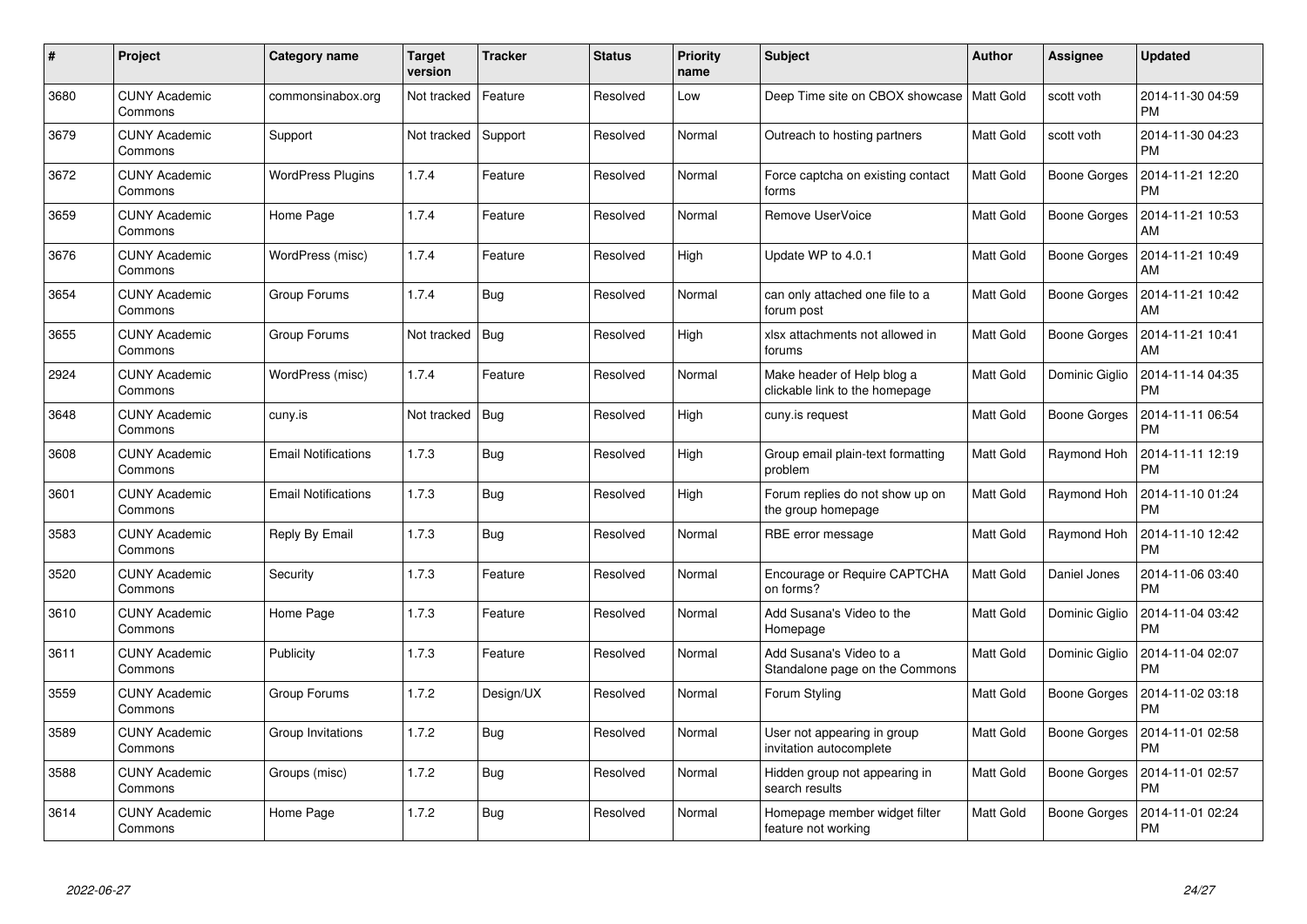| # | Project | Category name | Target version | Tracker | Status | Priority name | Subject | Author | Assignee | Updated |
|---|---|---|---|---|---|---|---|---|---|---|
| 3680 | CUNY Academic Commons | commonsinabox.org | Not tracked | Feature | Resolved | Low | Deep Time site on CBOX showcase | Matt Gold | scott voth | 2014-11-30 04:59 PM |
| 3679 | CUNY Academic Commons | Support | Not tracked | Support | Resolved | Normal | Outreach to hosting partners | Matt Gold | scott voth | 2014-11-30 04:23 PM |
| 3672 | CUNY Academic Commons | WordPress Plugins | 1.7.4 | Feature | Resolved | Normal | Force captcha on existing contact forms | Matt Gold | Boone Gorges | 2014-11-21 12:20 PM |
| 3659 | CUNY Academic Commons | Home Page | 1.7.4 | Feature | Resolved | Normal | Remove UserVoice | Matt Gold | Boone Gorges | 2014-11-21 10:53 AM |
| 3676 | CUNY Academic Commons | WordPress (misc) | 1.7.4 | Feature | Resolved | High | Update WP to 4.0.1 | Matt Gold | Boone Gorges | 2014-11-21 10:49 AM |
| 3654 | CUNY Academic Commons | Group Forums | 1.7.4 | Bug | Resolved | Normal | can only attached one file to a forum post | Matt Gold | Boone Gorges | 2014-11-21 10:42 AM |
| 3655 | CUNY Academic Commons | Group Forums | Not tracked | Bug | Resolved | High | xlsx attachments not allowed in forums | Matt Gold | Boone Gorges | 2014-11-21 10:41 AM |
| 2924 | CUNY Academic Commons | WordPress (misc) | 1.7.4 | Feature | Resolved | Normal | Make header of Help blog a clickable link to the homepage | Matt Gold | Dominic Giglio | 2014-11-14 04:35 PM |
| 3648 | CUNY Academic Commons | cuny.is | Not tracked | Bug | Resolved | High | cuny.is request | Matt Gold | Boone Gorges | 2014-11-11 06:54 PM |
| 3608 | CUNY Academic Commons | Email Notifications | 1.7.3 | Bug | Resolved | High | Group email plain-text formatting problem | Matt Gold | Raymond Hoh | 2014-11-11 12:19 PM |
| 3601 | CUNY Academic Commons | Email Notifications | 1.7.3 | Bug | Resolved | High | Forum replies do not show up on the group homepage | Matt Gold | Raymond Hoh | 2014-11-10 01:24 PM |
| 3583 | CUNY Academic Commons | Reply By Email | 1.7.3 | Bug | Resolved | Normal | RBE error message | Matt Gold | Raymond Hoh | 2014-11-10 12:42 PM |
| 3520 | CUNY Academic Commons | Security | 1.7.3 | Feature | Resolved | Normal | Encourage or Require CAPTCHA on forms? | Matt Gold | Daniel Jones | 2014-11-06 03:40 PM |
| 3610 | CUNY Academic Commons | Home Page | 1.7.3 | Feature | Resolved | Normal | Add Susana's Video to the Homepage | Matt Gold | Dominic Giglio | 2014-11-04 03:42 PM |
| 3611 | CUNY Academic Commons | Publicity | 1.7.3 | Feature | Resolved | Normal | Add Susana's Video to a Standalone page on the Commons | Matt Gold | Dominic Giglio | 2014-11-04 02:07 PM |
| 3559 | CUNY Academic Commons | Group Forums | 1.7.2 | Design/UX | Resolved | Normal | Forum Styling | Matt Gold | Boone Gorges | 2014-11-02 03:18 PM |
| 3589 | CUNY Academic Commons | Group Invitations | 1.7.2 | Bug | Resolved | Normal | User not appearing in group invitation autocomplete | Matt Gold | Boone Gorges | 2014-11-01 02:58 PM |
| 3588 | CUNY Academic Commons | Groups (misc) | 1.7.2 | Bug | Resolved | Normal | Hidden group not appearing in search results | Matt Gold | Boone Gorges | 2014-11-01 02:57 PM |
| 3614 | CUNY Academic Commons | Home Page | 1.7.2 | Bug | Resolved | Normal | Homepage member widget filter feature not working | Matt Gold | Boone Gorges | 2014-11-01 02:24 PM |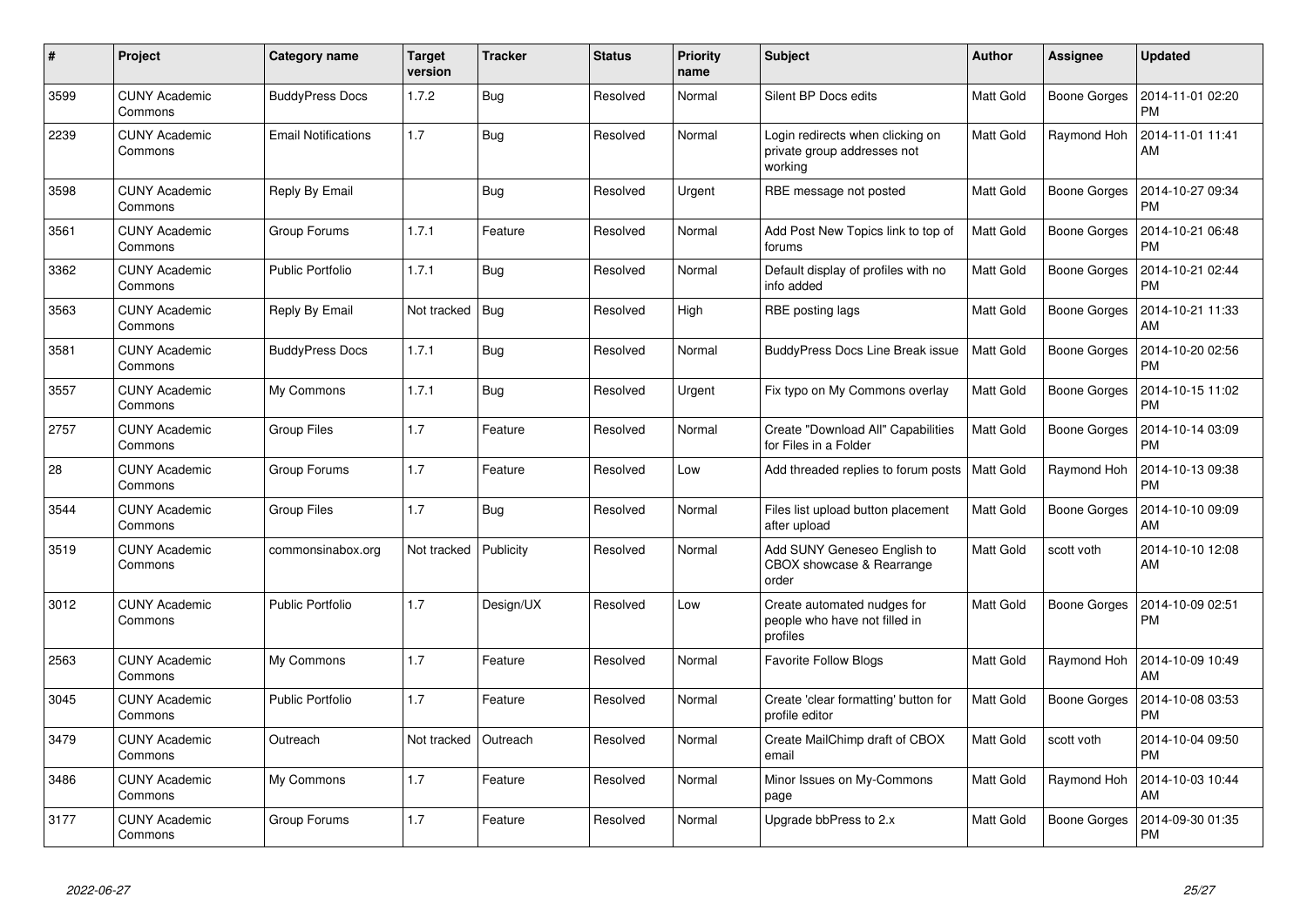| # | Project | Category name | Target version | Tracker | Status | Priority name | Subject | Author | Assignee | Updated |
|---|---|---|---|---|---|---|---|---|---|---|
| 3599 | CUNY Academic Commons | BuddyPress Docs | 1.7.2 | Bug | Resolved | Normal | Silent BP Docs edits | Matt Gold | Boone Gorges | 2014-11-01 02:20 PM |
| 2239 | CUNY Academic Commons | Email Notifications | 1.7 | Bug | Resolved | Normal | Login redirects when clicking on private group addresses not working | Matt Gold | Raymond Hoh | 2014-11-01 11:41 AM |
| 3598 | CUNY Academic Commons | Reply By Email | | Bug | Resolved | Urgent | RBE message not posted | Matt Gold | Boone Gorges | 2014-10-27 09:34 PM |
| 3561 | CUNY Academic Commons | Group Forums | 1.7.1 | Feature | Resolved | Normal | Add Post New Topics link to top of forums | Matt Gold | Boone Gorges | 2014-10-21 06:48 PM |
| 3362 | CUNY Academic Commons | Public Portfolio | 1.7.1 | Bug | Resolved | Normal | Default display of profiles with no info added | Matt Gold | Boone Gorges | 2014-10-21 02:44 PM |
| 3563 | CUNY Academic Commons | Reply By Email | Not tracked | Bug | Resolved | High | RBE posting lags | Matt Gold | Boone Gorges | 2014-10-21 11:33 AM |
| 3581 | CUNY Academic Commons | BuddyPress Docs | 1.7.1 | Bug | Resolved | Normal | BuddyPress Docs Line Break issue | Matt Gold | Boone Gorges | 2014-10-20 02:56 PM |
| 3557 | CUNY Academic Commons | My Commons | 1.7.1 | Bug | Resolved | Urgent | Fix typo on My Commons overlay | Matt Gold | Boone Gorges | 2014-10-15 11:02 PM |
| 2757 | CUNY Academic Commons | Group Files | 1.7 | Feature | Resolved | Normal | Create "Download All" Capabilities for Files in a Folder | Matt Gold | Boone Gorges | 2014-10-14 03:09 PM |
| 28 | CUNY Academic Commons | Group Forums | 1.7 | Feature | Resolved | Low | Add threaded replies to forum posts | Matt Gold | Raymond Hoh | 2014-10-13 09:38 PM |
| 3544 | CUNY Academic Commons | Group Files | 1.7 | Bug | Resolved | Normal | Files list upload button placement after upload | Matt Gold | Boone Gorges | 2014-10-10 09:09 AM |
| 3519 | CUNY Academic Commons | commonsinabox.org | Not tracked | Publicity | Resolved | Normal | Add SUNY Geneseo English to CBOX showcase & Rearrange order | Matt Gold | scott voth | 2014-10-10 12:08 AM |
| 3012 | CUNY Academic Commons | Public Portfolio | 1.7 | Design/UX | Resolved | Low | Create automated nudges for people who have not filled in profiles | Matt Gold | Boone Gorges | 2014-10-09 02:51 PM |
| 2563 | CUNY Academic Commons | My Commons | 1.7 | Feature | Resolved | Normal | Favorite Follow Blogs | Matt Gold | Raymond Hoh | 2014-10-09 10:49 AM |
| 3045 | CUNY Academic Commons | Public Portfolio | 1.7 | Feature | Resolved | Normal | Create 'clear formatting' button for profile editor | Matt Gold | Boone Gorges | 2014-10-08 03:53 PM |
| 3479 | CUNY Academic Commons | Outreach | Not tracked | Outreach | Resolved | Normal | Create MailChimp draft of CBOX email | Matt Gold | scott voth | 2014-10-04 09:50 PM |
| 3486 | CUNY Academic Commons | My Commons | 1.7 | Feature | Resolved | Normal | Minor Issues on My-Commons page | Matt Gold | Raymond Hoh | 2014-10-03 10:44 AM |
| 3177 | CUNY Academic Commons | Group Forums | 1.7 | Feature | Resolved | Normal | Upgrade bbPress to 2.x | Matt Gold | Boone Gorges | 2014-09-30 01:35 PM |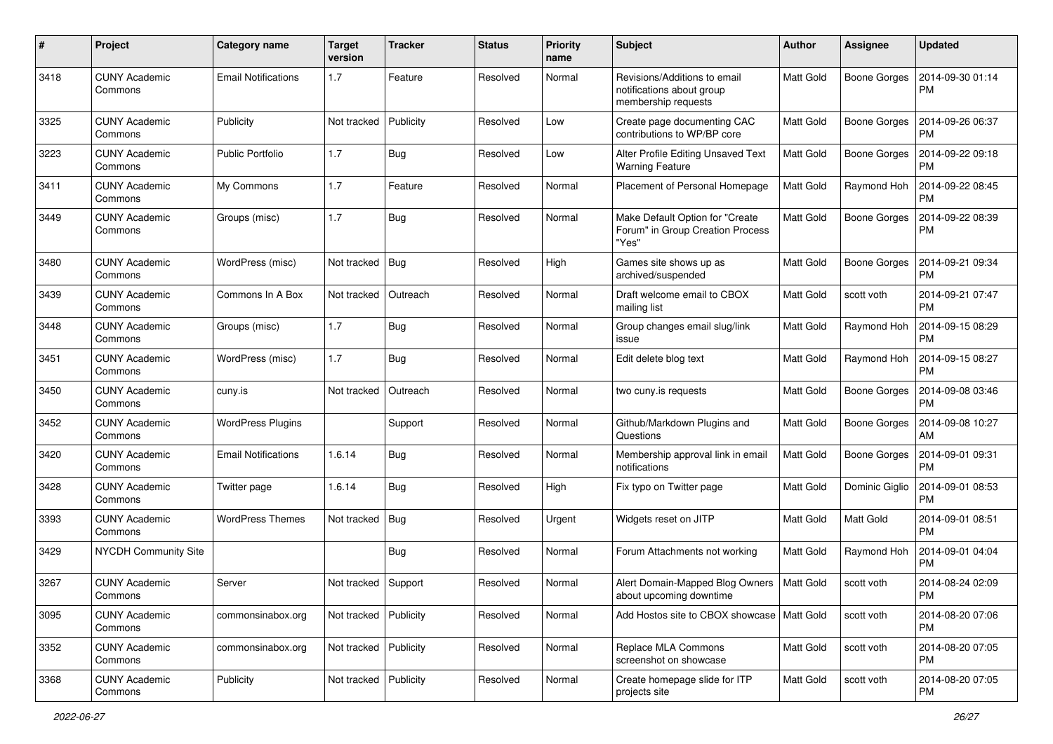| # | Project | Category name | Target version | Tracker | Status | Priority name | Subject | Author | Assignee | Updated |
|---|---|---|---|---|---|---|---|---|---|---|
| 3418 | CUNY Academic Commons | Email Notifications | 1.7 | Feature | Resolved | Normal | Revisions/Additions to email notifications about group membership requests | Matt Gold | Boone Gorges | 2014-09-30 01:14 PM |
| 3325 | CUNY Academic Commons | Publicity | Not tracked | Publicity | Resolved | Low | Create page documenting CAC contributions to WP/BP core | Matt Gold | Boone Gorges | 2014-09-26 06:37 PM |
| 3223 | CUNY Academic Commons | Public Portfolio | 1.7 | Bug | Resolved | Low | Alter Profile Editing Unsaved Text Warning Feature | Matt Gold | Boone Gorges | 2014-09-22 09:18 PM |
| 3411 | CUNY Academic Commons | My Commons | 1.7 | Feature | Resolved | Normal | Placement of Personal Homepage | Matt Gold | Raymond Hoh | 2014-09-22 08:45 PM |
| 3449 | CUNY Academic Commons | Groups (misc) | 1.7 | Bug | Resolved | Normal | Make Default Option for "Create Forum" in Group Creation Process "Yes" | Matt Gold | Boone Gorges | 2014-09-22 08:39 PM |
| 3480 | CUNY Academic Commons | WordPress (misc) | Not tracked | Bug | Resolved | High | Games site shows up as archived/suspended | Matt Gold | Boone Gorges | 2014-09-21 09:34 PM |
| 3439 | CUNY Academic Commons | Commons In A Box | Not tracked | Outreach | Resolved | Normal | Draft welcome email to CBOX mailing list | Matt Gold | scott voth | 2014-09-21 07:47 PM |
| 3448 | CUNY Academic Commons | Groups (misc) | 1.7 | Bug | Resolved | Normal | Group changes email slug/link issue | Matt Gold | Raymond Hoh | 2014-09-15 08:29 PM |
| 3451 | CUNY Academic Commons | WordPress (misc) | 1.7 | Bug | Resolved | Normal | Edit delete blog text | Matt Gold | Raymond Hoh | 2014-09-15 08:27 PM |
| 3450 | CUNY Academic Commons | cuny.is | Not tracked | Outreach | Resolved | Normal | two cuny.is requests | Matt Gold | Boone Gorges | 2014-09-08 03:46 PM |
| 3452 | CUNY Academic Commons | WordPress Plugins | | Support | Resolved | Normal | Github/Markdown Plugins and Questions | Matt Gold | Boone Gorges | 2014-09-08 10:27 AM |
| 3420 | CUNY Academic Commons | Email Notifications | 1.6.14 | Bug | Resolved | Normal | Membership approval link in email notifications | Matt Gold | Boone Gorges | 2014-09-01 09:31 PM |
| 3428 | CUNY Academic Commons | Twitter page | 1.6.14 | Bug | Resolved | High | Fix typo on Twitter page | Matt Gold | Dominic Giglio | 2014-09-01 08:53 PM |
| 3393 | CUNY Academic Commons | WordPress Themes | Not tracked | Bug | Resolved | Urgent | Widgets reset on JITP | Matt Gold | Matt Gold | 2014-09-01 08:51 PM |
| 3429 | NYCDH Community Site | | | Bug | Resolved | Normal | Forum Attachments not working | Matt Gold | Raymond Hoh | 2014-09-01 04:04 PM |
| 3267 | CUNY Academic Commons | Server | Not tracked | Support | Resolved | Normal | Alert Domain-Mapped Blog Owners about upcoming downtime | Matt Gold | scott voth | 2014-08-24 02:09 PM |
| 3095 | CUNY Academic Commons | commonsinabox.org | Not tracked | Publicity | Resolved | Normal | Add Hostos site to CBOX showcase | Matt Gold | scott voth | 2014-08-20 07:06 PM |
| 3352 | CUNY Academic Commons | commonsinabox.org | Not tracked | Publicity | Resolved | Normal | Replace MLA Commons screenshot on showcase | Matt Gold | scott voth | 2014-08-20 07:05 PM |
| 3368 | CUNY Academic Commons | Publicity | Not tracked | Publicity | Resolved | Normal | Create homepage slide for ITP projects site | Matt Gold | scott voth | 2014-08-20 07:05 PM |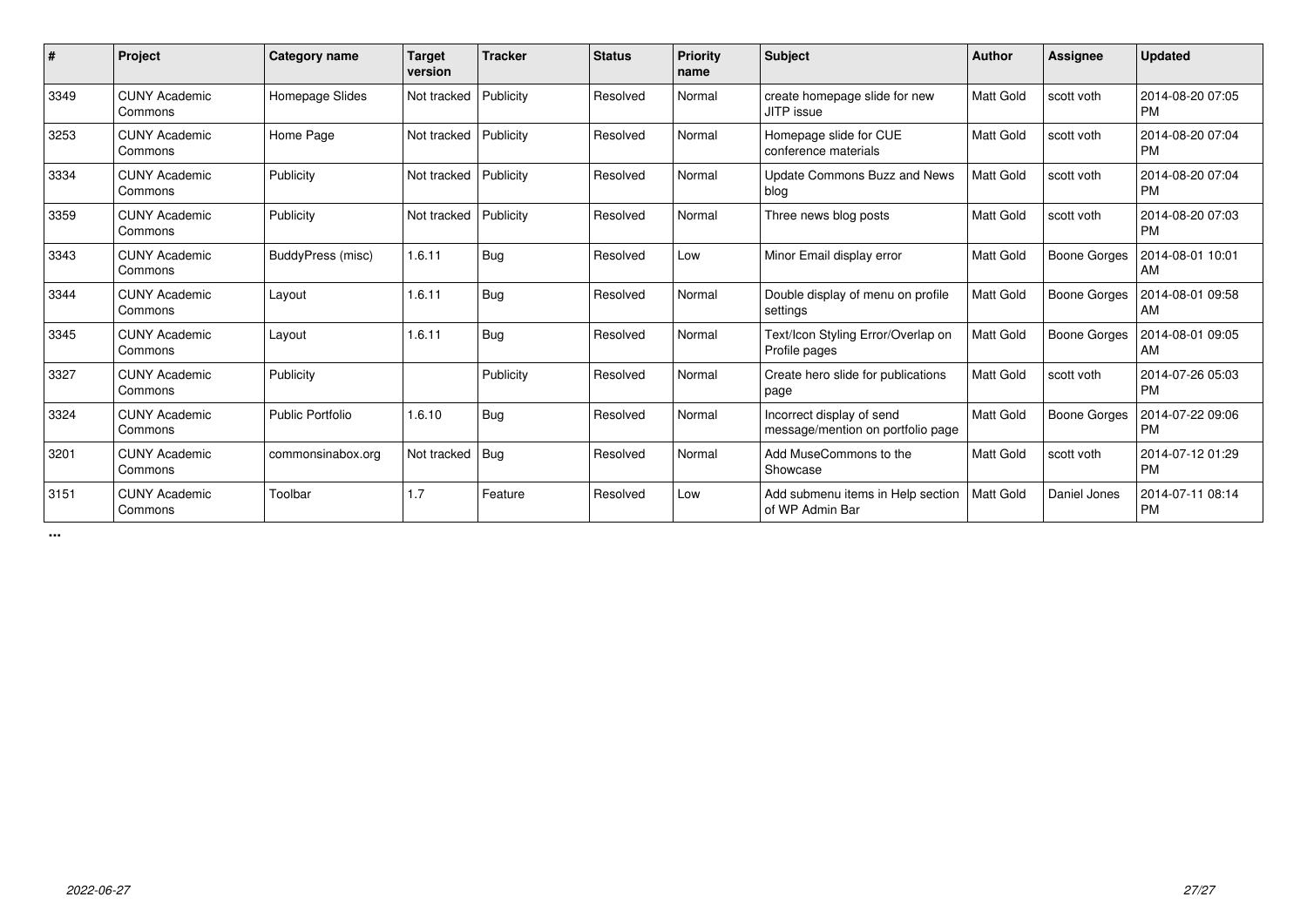| # | Project | Category name | Target version | Tracker | Status | Priority name | Subject | Author | Assignee | Updated |
|---|---|---|---|---|---|---|---|---|---|---|
| 3349 | CUNY Academic Commons | Homepage Slides | Not tracked | Publicity | Resolved | Normal | create homepage slide for new JITP issue | Matt Gold | scott voth | 2014-08-20 07:05 PM |
| 3253 | CUNY Academic Commons | Home Page | Not tracked | Publicity | Resolved | Normal | Homepage slide for CUE conference materials | Matt Gold | scott voth | 2014-08-20 07:04 PM |
| 3334 | CUNY Academic Commons | Publicity | Not tracked | Publicity | Resolved | Normal | Update Commons Buzz and News blog | Matt Gold | scott voth | 2014-08-20 07:04 PM |
| 3359 | CUNY Academic Commons | Publicity | Not tracked | Publicity | Resolved | Normal | Three news blog posts | Matt Gold | scott voth | 2014-08-20 07:03 PM |
| 3343 | CUNY Academic Commons | BuddyPress (misc) | 1.6.11 | Bug | Resolved | Low | Minor Email display error | Matt Gold | Boone Gorges | 2014-08-01 10:01 AM |
| 3344 | CUNY Academic Commons | Layout | 1.6.11 | Bug | Resolved | Normal | Double display of menu on profile settings | Matt Gold | Boone Gorges | 2014-08-01 09:58 AM |
| 3345 | CUNY Academic Commons | Layout | 1.6.11 | Bug | Resolved | Normal | Text/Icon Styling Error/Overlap on Profile pages | Matt Gold | Boone Gorges | 2014-08-01 09:05 AM |
| 3327 | CUNY Academic Commons | Publicity | | Publicity | Resolved | Normal | Create hero slide for publications page | Matt Gold | scott voth | 2014-07-26 05:03 PM |
| 3324 | CUNY Academic Commons | Public Portfolio | 1.6.10 | Bug | Resolved | Normal | Incorrect display of send message/mention on portfolio page | Matt Gold | Boone Gorges | 2014-07-22 09:06 PM |
| 3201 | CUNY Academic Commons | commonsinabox.org | Not tracked | Bug | Resolved | Normal | Add MuseCommons to the Showcase | Matt Gold | scott voth | 2014-07-12 01:29 PM |
| 3151 | CUNY Academic Commons | Toolbar | 1.7 | Feature | Resolved | Low | Add submenu items in Help section of WP Admin Bar | Matt Gold | Daniel Jones | 2014-07-11 08:14 PM |

...